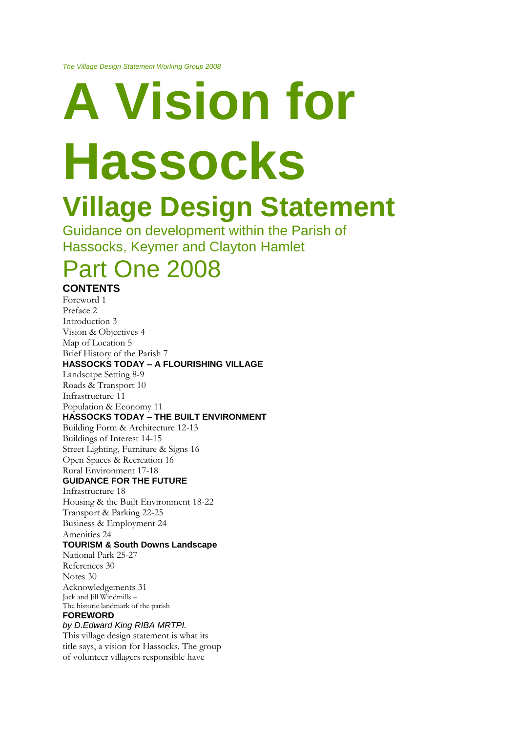*The Village Design Statement Working Group 2008*

# A Vision for Hassocks

## Village Design Statement

Guidance on development within the Parish of Hassocks, Keymer and Clayton Hamlet

## Part One 2008

### CONTENTS

Foreword 1
Preface 2
Introduction 3
Vision & Objectives 4
Map of Location 5
Brief History of the Parish 7

**HASSOCKS TODAY – A FLOURISHING VILLAGE**

Landscape Setting 8-9
Roads & Transport 10
Infrastructure 11
Population & Economy 11

**HASSOCKS TODAY – THE BUILT ENVIRONMENT**

Building Form & Architecture 12-13
Buildings of Interest 14-15
Street Lighting, Furniture & Signs 16
Open Spaces & Recreation 16
Rural Environment 17-18

**GUIDANCE FOR THE FUTURE**

Infrastructure 18
Housing & the Built Environment 18-22
Transport & Parking 22-25
Business & Employment 24
Amenities 24

**TOURISM & South Downs Landscape**

National Park 25-27
References 30
Notes 30
Acknowledgements 31

Jack and Jill Windmills –
The historic landmark of the parish

### FOREWORD

*by D.Edward King RIBA MRTPI.*

This village design statement is what its title says, a vision for Hassocks. The group of volunteer villagers responsible have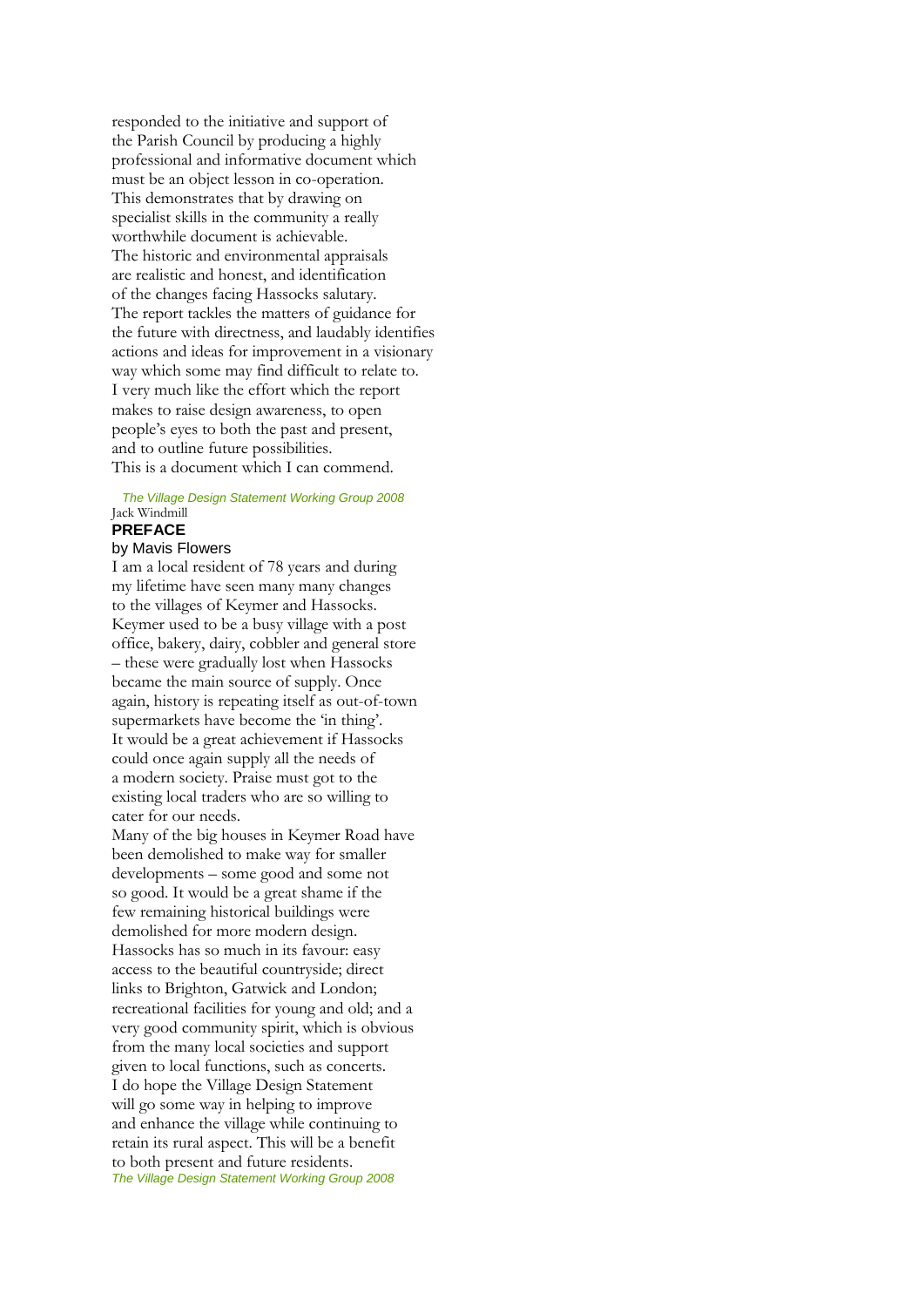responded to the initiative and support of the Parish Council by producing a highly professional and informative document which must be an object lesson in co-operation. This demonstrates that by drawing on specialist skills in the community a really worthwhile document is achievable.

The historic and environmental appraisals are realistic and honest, and identification of the changes facing Hassocks salutary. The report tackles the matters of guidance for the future with directness, and laudably identifies actions and ideas for improvement in a visionary way which some may find difficult to relate to. I very much like the effort which the report makes to raise design awareness, to open people's eyes to both the past and present, and to outline future possibilities.

This is a document which I can commend.

*The Village Design Statement Working Group 2008*

Jack Windmill

## PREFACE

by Mavis Flowers

I am a local resident of 78 years and during my lifetime have seen many many changes to the villages of Keymer and Hassocks. Keymer used to be a busy village with a post office, bakery, dairy, cobbler and general store – these were gradually lost when Hassocks became the main source of supply. Once again, history is repeating itself as out-of-town supermarkets have become the 'in thing'. It would be a great achievement if Hassocks could once again supply all the needs of a modern society. Praise must got to the existing local traders who are so willing to cater for our needs.

Many of the big houses in Keymer Road have been demolished to make way for smaller developments – some good and some not so good. It would be a great shame if the few remaining historical buildings were demolished for more modern design.

Hassocks has so much in its favour: easy access to the beautiful countryside; direct links to Brighton, Gatwick and London; recreational facilities for young and old; and a very good community spirit, which is obvious from the many local societies and support given to local functions, such as concerts.

I do hope the Village Design Statement will go some way in helping to improve and enhance the village while continuing to retain its rural aspect. This will be a benefit to both present and future residents.

*The Village Design Statement Working Group 2008*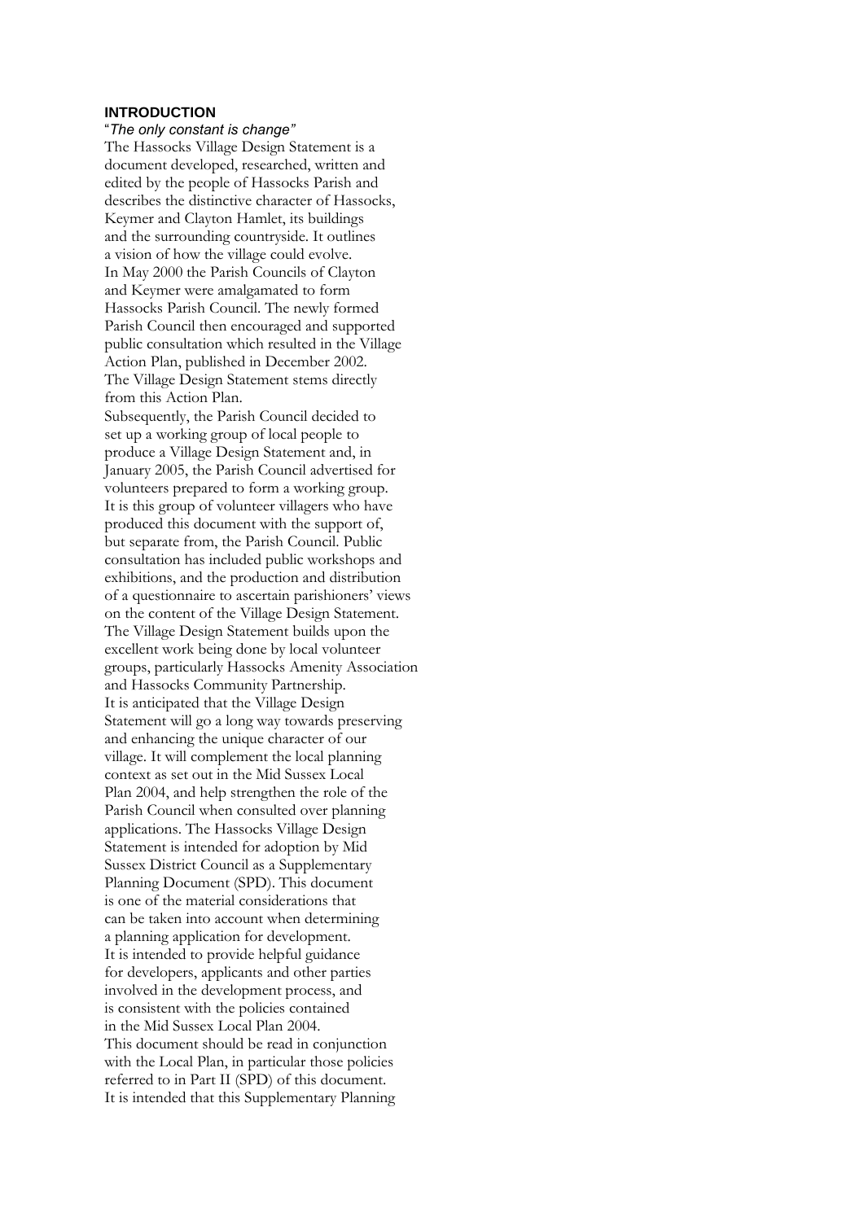## INTRODUCTION

"*The only constant is change*"

The Hassocks Village Design Statement is a document developed, researched, written and edited by the people of Hassocks Parish and describes the distinctive character of Hassocks, Keymer and Clayton Hamlet, its buildings and the surrounding countryside. It outlines a vision of how the village could evolve.

In May 2000 the Parish Councils of Clayton and Keymer were amalgamated to form Hassocks Parish Council. The newly formed Parish Council then encouraged and supported public consultation which resulted in the Village Action Plan, published in December 2002. The Village Design Statement stems directly from this Action Plan.

Subsequently, the Parish Council decided to set up a working group of local people to produce a Village Design Statement and, in January 2005, the Parish Council advertised for volunteers prepared to form a working group. It is this group of volunteer villagers who have produced this document with the support of, but separate from, the Parish Council. Public consultation has included public workshops and exhibitions, and the production and distribution of a questionnaire to ascertain parishioners' views on the content of the Village Design Statement.

The Village Design Statement builds upon the excellent work being done by local volunteer groups, particularly Hassocks Amenity Association and Hassocks Community Partnership.

It is anticipated that the Village Design Statement will go a long way towards preserving and enhancing the unique character of our village. It will complement the local planning context as set out in the Mid Sussex Local Plan 2004, and help strengthen the role of the Parish Council when consulted over planning applications. The Hassocks Village Design Statement is intended for adoption by Mid Sussex District Council as a Supplementary Planning Document (SPD). This document is one of the material considerations that can be taken into account when determining a planning application for development.

It is intended to provide helpful guidance for developers, applicants and other parties involved in the development process, and is consistent with the policies contained in the Mid Sussex Local Plan 2004.

This document should be read in conjunction with the Local Plan, in particular those policies referred to in Part II (SPD) of this document.

It is intended that this Supplementary Planning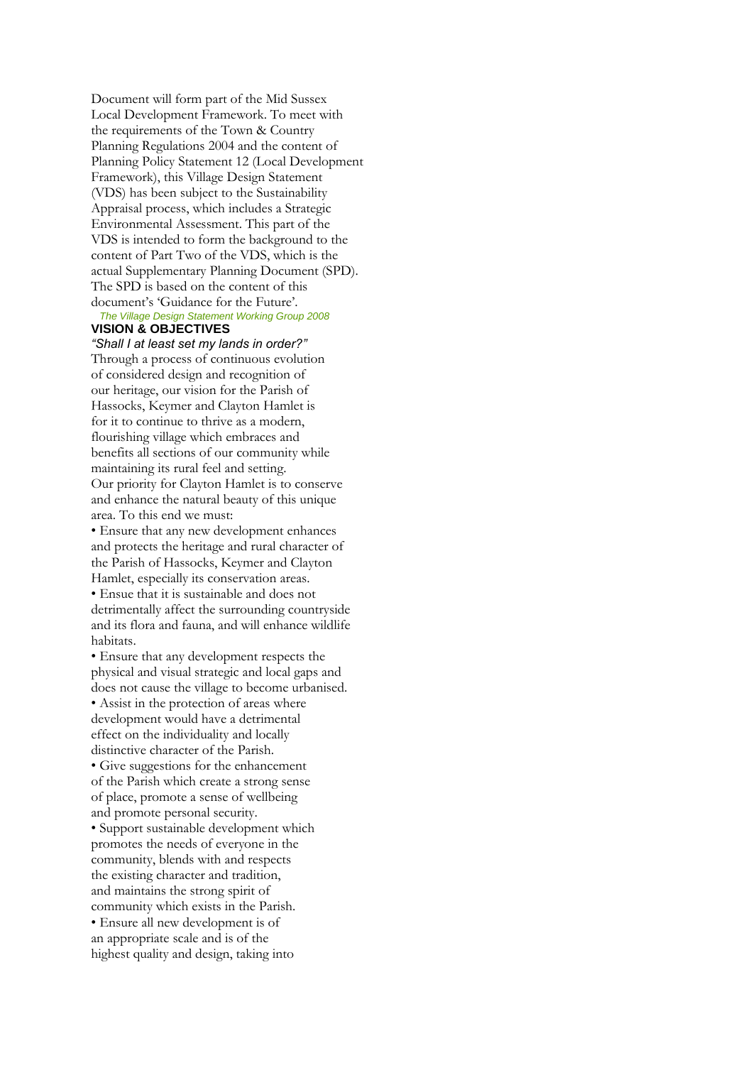Document will form part of the Mid Sussex Local Development Framework. To meet with the requirements of the Town & Country Planning Regulations 2004 and the content of Planning Policy Statement 12 (Local Development Framework), this Village Design Statement (VDS) has been subject to the Sustainability Appraisal process, which includes a Strategic Environmental Assessment. This part of the VDS is intended to form the background to the content of Part Two of the VDS, which is the actual Supplementary Planning Document (SPD). The SPD is based on the content of this document's 'Guidance for the Future'.

*The Village Design Statement Working Group 2008*

## VISION & OBJECTIVES

*"Shall I at least set my lands in order?"*

Through a process of continuous evolution of considered design and recognition of our heritage, our vision for the Parish of Hassocks, Keymer and Clayton Hamlet is for it to continue to thrive as a modern, flourishing village which embraces and benefits all sections of our community while maintaining its rural feel and setting.

Our priority for Clayton Hamlet is to conserve and enhance the natural beauty of this unique area. To this end we must:

- Ensure that any new development enhances and protects the heritage and rural character of the Parish of Hassocks, Keymer and Clayton Hamlet, especially its conservation areas.
- Ensue that it is sustainable and does not detrimentally affect the surrounding countryside and its flora and fauna, and will enhance wildlife habitats.
- Ensure that any development respects the physical and visual strategic and local gaps and does not cause the village to become urbanised.
- Assist in the protection of areas where development would have a detrimental effect on the individuality and locally distinctive character of the Parish.
- Give suggestions for the enhancement of the Parish which create a strong sense of place, promote a sense of wellbeing and promote personal security.
- Support sustainable development which promotes the needs of everyone in the community, blends with and respects the existing character and tradition, and maintains the strong spirit of community which exists in the Parish.
- Ensure all new development is of an appropriate scale and is of the highest quality and design, taking into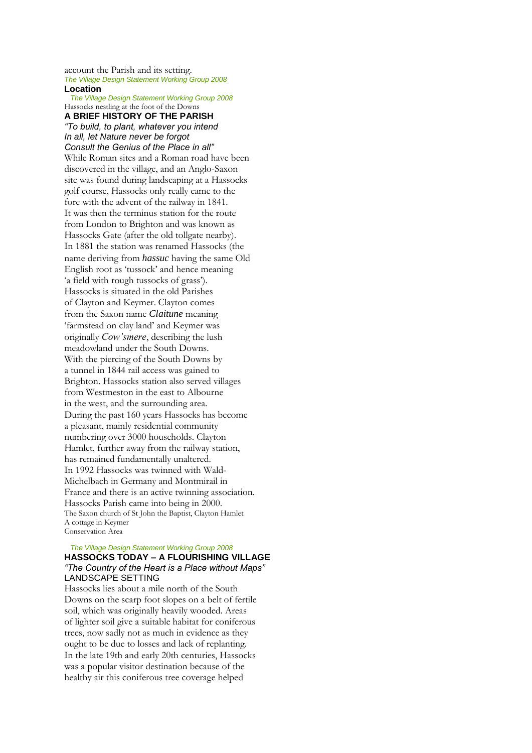account the Parish and its setting.

*The Village Design Statement Working Group 2008*

**Location**

*The Village Design Statement Working Group 2008*

Hassocks nestling at the foot of the Downs

## A BRIEF HISTORY OF THE PARISH

*"To build, to plant, whatever you intend*
*In all, let Nature never be forgot*
*Consult the Genius of the Place in all"*

While Roman sites and a Roman road have been discovered in the village, and an Anglo-Saxon site was found during landscaping at a Hassocks golf course, Hassocks only really came to the fore with the advent of the railway in 1841. It was then the terminus station for the route from London to Brighton and was known as Hassocks Gate (after the old tollgate nearby). In 1881 the station was renamed Hassocks (the name deriving from *hassuc* having the same Old English root as 'tussock' and hence meaning 'a field with rough tussocks of grass').

Hassocks is situated in the old Parishes of Clayton and Keymer. Clayton comes from the Saxon name *Claitune* meaning 'farmstead on clay land' and Keymer was originally *Cow'smere*, describing the lush meadowland under the South Downs.

With the piercing of the South Downs by a tunnel in 1844 rail access was gained to Brighton. Hassocks station also served villages from Westmeston in the east to Albourne in the west, and the surrounding area.

During the past 160 years Hassocks has become a pleasant, mainly residential community numbering over 3000 households. Clayton Hamlet, further away from the railway station, has remained fundamentally unaltered.

In 1992 Hassocks was twinned with Wald-Michelbach in Germany and Montmirail in France and there is an active twinning association.

Hassocks Parish came into being in 2000.

The Saxon church of St John the Baptist, Clayton Hamlet

A cottage in Keymer Conservation Area

*The Village Design Statement Working Group 2008*

## HASSOCKS TODAY – A FLOURISHING VILLAGE

*"The Country of the Heart is a Place without Maps"*

### LANDSCAPE SETTING

Hassocks lies about a mile north of the South Downs on the scarp foot slopes on a belt of fertile soil, which was originally heavily wooded. Areas of lighter soil give a suitable habitat for coniferous trees, now sadly not as much in evidence as they ought to be due to losses and lack of replanting. In the late 19th and early 20th centuries, Hassocks was a popular visitor destination because of the healthy air this coniferous tree coverage helped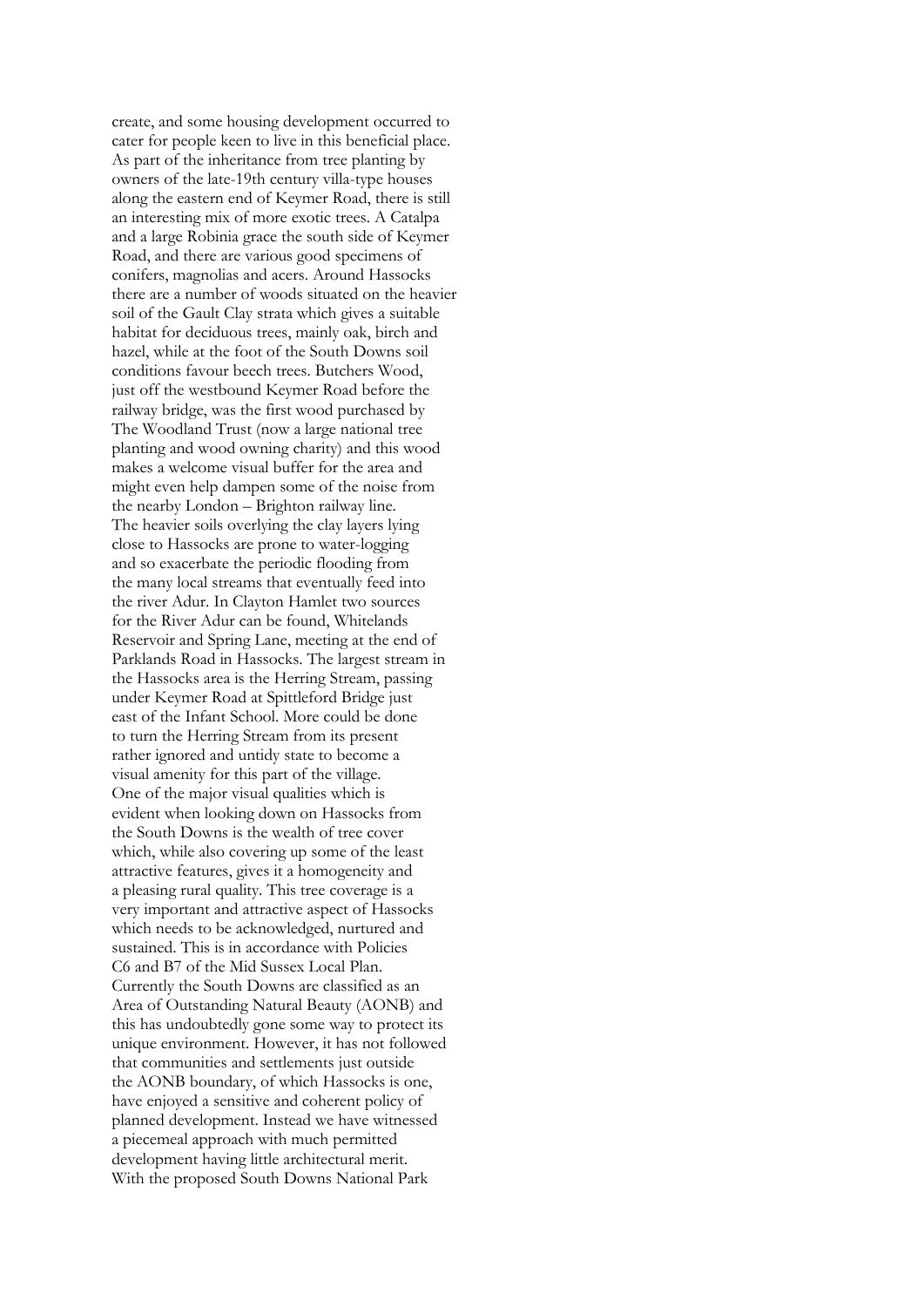create, and some housing development occurred to cater for people keen to live in this beneficial place. As part of the inheritance from tree planting by owners of the late-19th century villa-type houses along the eastern end of Keymer Road, there is still an interesting mix of more exotic trees. A Catalpa and a large Robinia grace the south side of Keymer Road, and there are various good specimens of conifers, magnolias and acers. Around Hassocks there are a number of woods situated on the heavier soil of the Gault Clay strata which gives a suitable habitat for deciduous trees, mainly oak, birch and hazel, while at the foot of the South Downs soil conditions favour beech trees. Butchers Wood, just off the westbound Keymer Road before the railway bridge, was the first wood purchased by The Woodland Trust (now a large national tree planting and wood owning charity) and this wood makes a welcome visual buffer for the area and might even help dampen some of the noise from the nearby London – Brighton railway line.

The heavier soils overlying the clay layers lying close to Hassocks are prone to water-logging and so exacerbate the periodic flooding from the many local streams that eventually feed into the river Adur. In Clayton Hamlet two sources for the River Adur can be found, Whitelands Reservoir and Spring Lane, meeting at the end of Parklands Road in Hassocks. The largest stream in the Hassocks area is the Herring Stream, passing under Keymer Road at Spittleford Bridge just east of the Infant School. More could be done to turn the Herring Stream from its present rather ignored and untidy state to become a visual amenity for this part of the village.

One of the major visual qualities which is evident when looking down on Hassocks from the South Downs is the wealth of tree cover which, while also covering up some of the least attractive features, gives it a homogeneity and a pleasing rural quality. This tree coverage is a very important and attractive aspect of Hassocks which needs to be acknowledged, nurtured and sustained. This is in accordance with Policies C6 and B7 of the Mid Sussex Local Plan.

Currently the South Downs are classified as an Area of Outstanding Natural Beauty (AONB) and this has undoubtedly gone some way to protect its unique environment. However, it has not followed that communities and settlements just outside the AONB boundary, of which Hassocks is one, have enjoyed a sensitive and coherent policy of planned development. Instead we have witnessed a piecemeal approach with much permitted development having little architectural merit.

With the proposed South Downs National Park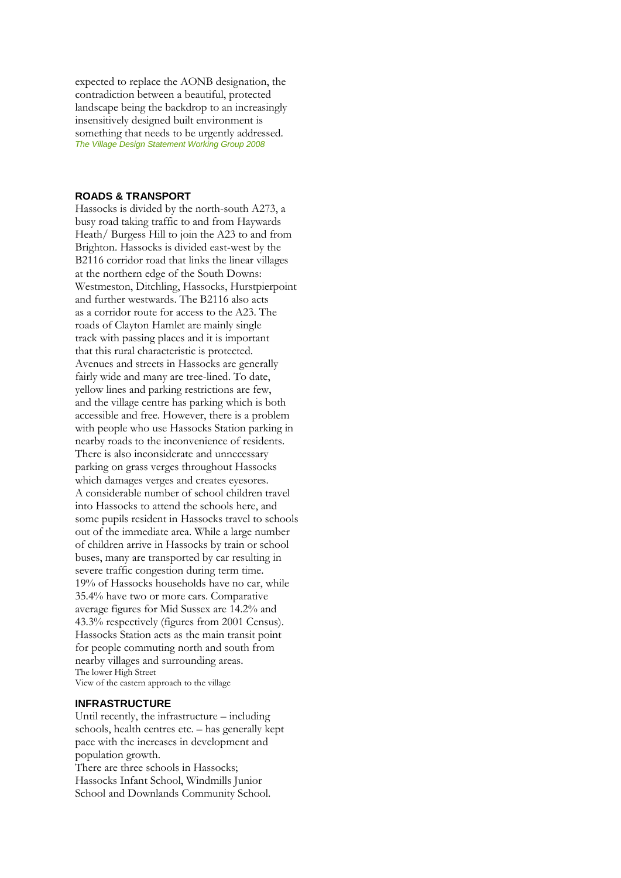expected to replace the AONB designation, the contradiction between a beautiful, protected landscape being the backdrop to an increasingly insensitively designed built environment is something that needs to be urgently addressed.

*The Village Design Statement Working Group 2008*

## ROADS & TRANSPORT

Hassocks is divided by the north-south A273, a busy road taking traffic to and from Haywards Heath/ Burgess Hill to join the A23 to and from Brighton. Hassocks is divided east-west by the B2116 corridor road that links the linear villages at the northern edge of the South Downs: Westmeston, Ditchling, Hassocks, Hurstpierpoint and further westwards. The B2116 also acts as a corridor route for access to the A23. The roads of Clayton Hamlet are mainly single track with passing places and it is important that this rural characteristic is protected.

Avenues and streets in Hassocks are generally fairly wide and many are tree-lined. To date, yellow lines and parking restrictions are few, and the village centre has parking which is both accessible and free. However, there is a problem with people who use Hassocks Station parking in nearby roads to the inconvenience of residents. There is also inconsiderate and unnecessary parking on grass verges throughout Hassocks which damages verges and creates eyesores.

A considerable number of school children travel into Hassocks to attend the schools here, and some pupils resident in Hassocks travel to schools out of the immediate area. While a large number of children arrive in Hassocks by train or school buses, many are transported by car resulting in severe traffic congestion during term time.

19% of Hassocks households have no car, while 35.4% have two or more cars. Comparative average figures for Mid Sussex are 14.2% and 43.3% respectively (figures from 2001 Census).

Hassocks Station acts as the main transit point for people commuting north and south from nearby villages and surrounding areas.

The lower High Street

View of the eastern approach to the village

## INFRASTRUCTURE

Until recently, the infrastructure – including schools, health centres etc. – has generally kept pace with the increases in development and population growth.

There are three schools in Hassocks; Hassocks Infant School, Windmills Junior School and Downlands Community School.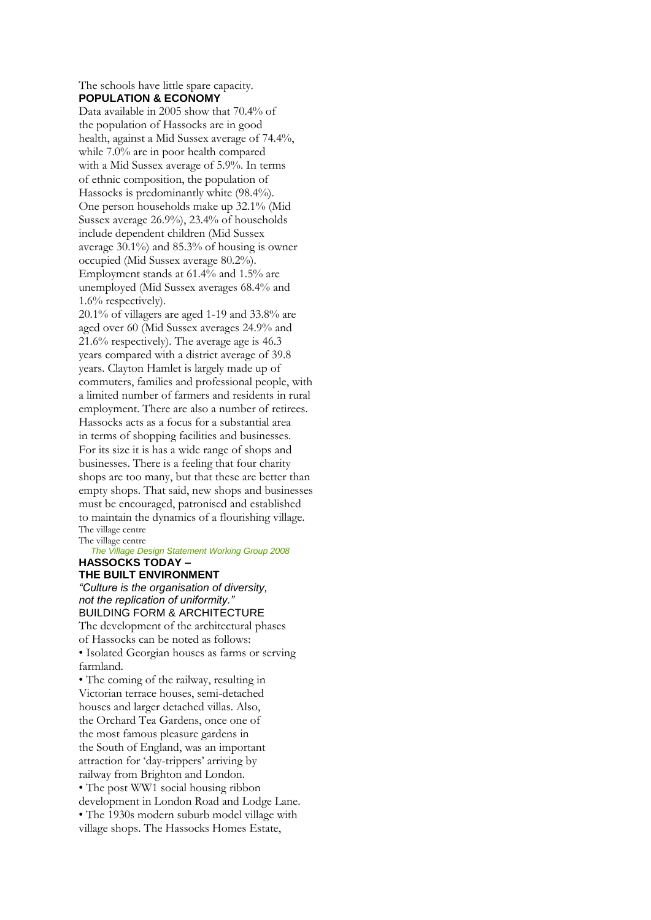The schools have little spare capacity.

## POPULATION & ECONOMY

Data available in 2005 show that 70.4% of the population of Hassocks are in good health, against a Mid Sussex average of 74.4%, while 7.0% are in poor health compared with a Mid Sussex average of 5.9%. In terms of ethnic composition, the population of Hassocks is predominantly white (98.4%). One person households make up 32.1% (Mid Sussex average 26.9%), 23.4% of households include dependent children (Mid Sussex average 30.1%) and 85.3% of housing is owner occupied (Mid Sussex average 80.2%). Employment stands at 61.4% and 1.5% are unemployed (Mid Sussex averages 68.4% and 1.6% respectively).

20.1% of villagers are aged 1-19 and 33.8% are aged over 60 (Mid Sussex averages 24.9% and 21.6% respectively). The average age is 46.3 years compared with a district average of 39.8 years. Clayton Hamlet is largely made up of commuters, families and professional people, with a limited number of farmers and residents in rural employment. There are also a number of retirees.

Hassocks acts as a focus for a substantial area in terms of shopping facilities and businesses. For its size it is has a wide range of shops and businesses. There is a feeling that four charity shops are too many, but that these are better than empty shops. That said, new shops and businesses must be encouraged, patronised and established to maintain the dynamics of a flourishing village.

The village centre

The village centre

*The Village Design Statement Working Group 2008*

## HASSOCKS TODAY – THE BUILT ENVIRONMENT

*"Culture is the organisation of diversity, not the replication of uniformity."*

### BUILDING FORM & ARCHITECTURE

The development of the architectural phases of Hassocks can be noted as follows:

- Isolated Georgian houses as farms or serving farmland.
- The coming of the railway, resulting in Victorian terrace houses, semi-detached houses and larger detached villas. Also, the Orchard Tea Gardens, once one of the most famous pleasure gardens in the South of England, was an important attraction for 'day-trippers' arriving by railway from Brighton and London.
- The post WW1 social housing ribbon development in London Road and Lodge Lane.
- The 1930s modern suburb model village with village shops. The Hassocks Homes Estate,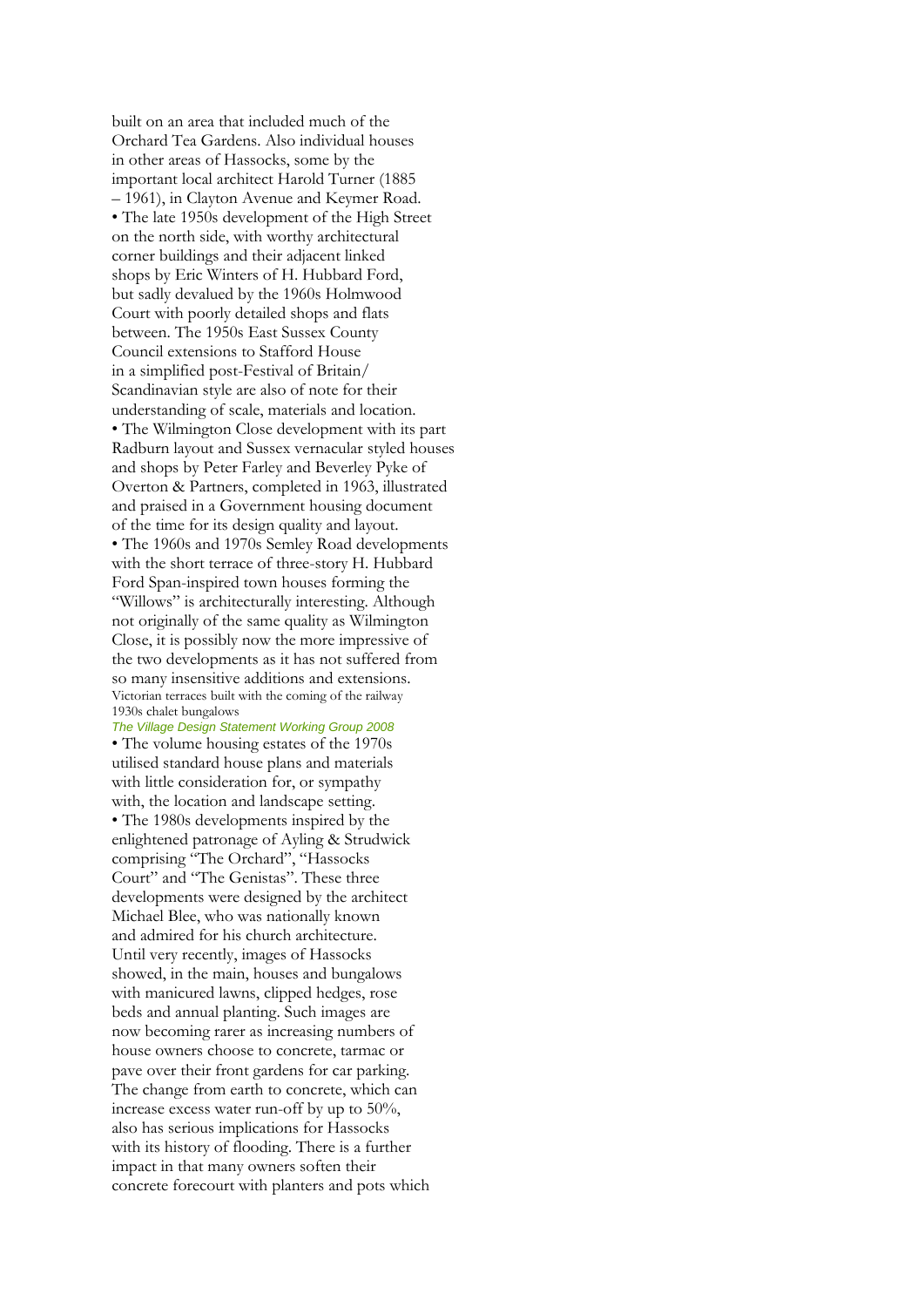built on an area that included much of the Orchard Tea Gardens. Also individual houses in other areas of Hassocks, some by the important local architect Harold Turner (1885 – 1961), in Clayton Avenue and Keymer Road.

- The late 1950s development of the High Street on the north side, with worthy architectural corner buildings and their adjacent linked shops by Eric Winters of H. Hubbard Ford, but sadly devalued by the 1960s Holmwood Court with poorly detailed shops and flats between. The 1950s East Sussex County Council extensions to Stafford House in a simplified post-Festival of Britain/ Scandinavian style are also of note for their understanding of scale, materials and location.
- The Wilmington Close development with its part Radburn layout and Sussex vernacular styled houses and shops by Peter Farley and Beverley Pyke of Overton & Partners, completed in 1963, illustrated and praised in a Government housing document of the time for its design quality and layout.
- The 1960s and 1970s Semley Road developments with the short terrace of three-story H. Hubbard Ford Span-inspired town houses forming the "Willows" is architecturally interesting. Although not originally of the same quality as Wilmington Close, it is possibly now the more impressive of the two developments as it has not suffered from so many insensitive additions and extensions.

Victorian terraces built with the coming of the railway

1930s chalet bungalows

*The Village Design Statement Working Group 2008*

- The volume housing estates of the 1970s utilised standard house plans and materials with little consideration for, or sympathy with, the location and landscape setting.
- The 1980s developments inspired by the enlightened patronage of Ayling & Strudwick comprising "The Orchard", "Hassocks Court" and "The Genistas". These three developments were designed by the architect Michael Blee, who was nationally known and admired for his church architecture.

Until very recently, images of Hassocks showed, in the main, houses and bungalows with manicured lawns, clipped hedges, rose beds and annual planting. Such images are now becoming rarer as increasing numbers of house owners choose to concrete, tarmac or pave over their front gardens for car parking. The change from earth to concrete, which can increase excess water run-off by up to 50%, also has serious implications for Hassocks with its history of flooding. There is a further impact in that many owners soften their concrete forecourt with planters and pots which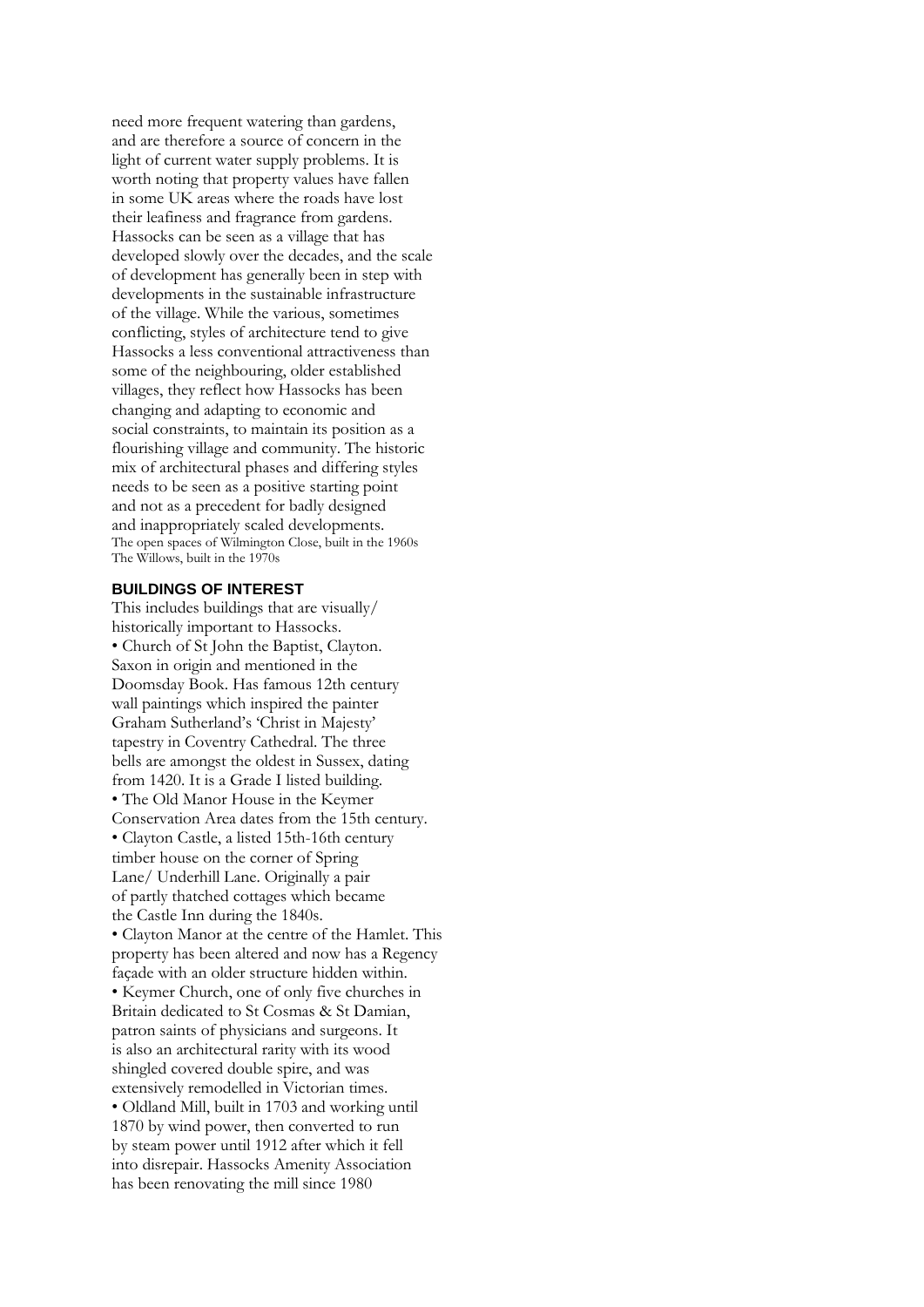need more frequent watering than gardens, and are therefore a source of concern in the light of current water supply problems. It is worth noting that property values have fallen in some UK areas where the roads have lost their leafiness and fragrance from gardens. Hassocks can be seen as a village that has developed slowly over the decades, and the scale of development has generally been in step with developments in the sustainable infrastructure of the village. While the various, sometimes conflicting, styles of architecture tend to give Hassocks a less conventional attractiveness than some of the neighbouring, older established villages, they reflect how Hassocks has been changing and adapting to economic and social constraints, to maintain its position as a flourishing village and community. The historic mix of architectural phases and differing styles needs to be seen as a positive starting point and not as a precedent for badly designed and inappropriately scaled developments.

The open spaces of Wilmington Close, built in the 1960s

The Willows, built in the 1970s

## BUILDINGS OF INTEREST

This includes buildings that are visually/ historically important to Hassocks.

- Church of St John the Baptist, Clayton. Saxon in origin and mentioned in the Doomsday Book. Has famous 12th century wall paintings which inspired the painter Graham Sutherland's 'Christ in Majesty' tapestry in Coventry Cathedral. The three bells are amongst the oldest in Sussex, dating from 1420. It is a Grade I listed building.
- The Old Manor House in the Keymer Conservation Area dates from the 15th century.
- Clayton Castle, a listed 15th-16th century timber house on the corner of Spring Lane/ Underhill Lane. Originally a pair of partly thatched cottages which became the Castle Inn during the 1840s.
- Clayton Manor at the centre of the Hamlet. This property has been altered and now has a Regency façade with an older structure hidden within.
- Keymer Church, one of only five churches in Britain dedicated to St Cosmas & St Damian, patron saints of physicians and surgeons. It is also an architectural rarity with its wood shingled covered double spire, and was extensively remodelled in Victorian times.
- Oldland Mill, built in 1703 and working until 1870 by wind power, then converted to run by steam power until 1912 after which it fell into disrepair. Hassocks Amenity Association has been renovating the mill since 1980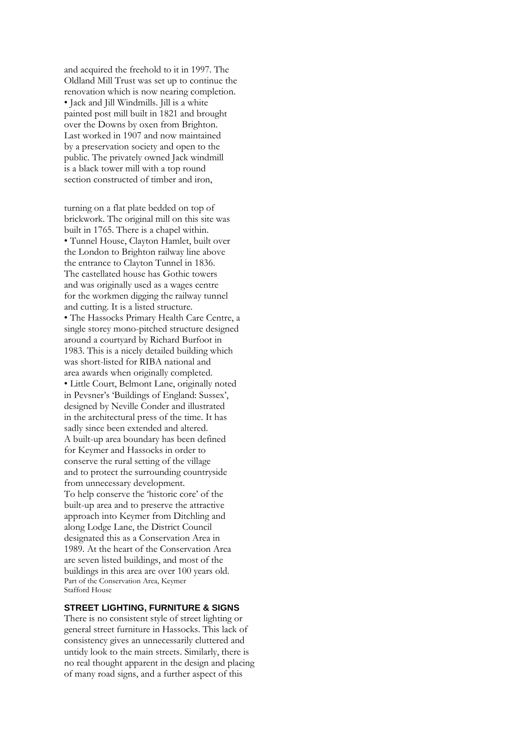and acquired the freehold to it in 1997. The Oldland Mill Trust was set up to continue the renovation which is now nearing completion.

- Jack and Jill Windmills. Jill is a white painted post mill built in 1821 and brought over the Downs by oxen from Brighton. Last worked in 1907 and now maintained by a preservation society and open to the public. The privately owned Jack windmill is a black tower mill with a top round section constructed of timber and iron, turning on a flat plate bedded on top of brickwork. The original mill on this site was built in 1765. There is a chapel within.
- Tunnel House, Clayton Hamlet, built over the London to Brighton railway line above the entrance to Clayton Tunnel in 1836. The castellated house has Gothic towers and was originally used as a wages centre for the workmen digging the railway tunnel and cutting. It is a listed structure.
- The Hassocks Primary Health Care Centre, a single storey mono-pitched structure designed around a courtyard by Richard Burfoot in 1983. This is a nicely detailed building which was short-listed for RIBA national and area awards when originally completed.
- Little Court, Belmont Lane, originally noted in Pevsner's 'Buildings of England: Sussex', designed by Neville Conder and illustrated in the architectural press of the time. It has sadly since been extended and altered.

A built-up area boundary has been defined for Keymer and Hassocks in order to conserve the rural setting of the village and to protect the surrounding countryside from unnecessary development.

To help conserve the 'historic core' of the built-up area and to preserve the attractive approach into Keymer from Ditchling and along Lodge Lane, the District Council designated this as a Conservation Area in 1989. At the heart of the Conservation Area are seven listed buildings, and most of the buildings in this area are over 100 years old.

Part of the Conservation Area, Keymer

Stafford House

## STREET LIGHTING, FURNITURE & SIGNS

There is no consistent style of street lighting or general street furniture in Hassocks. This lack of consistency gives an unnecessarily cluttered and untidy look to the main streets. Similarly, there is no real thought apparent in the design and placing of many road signs, and a further aspect of this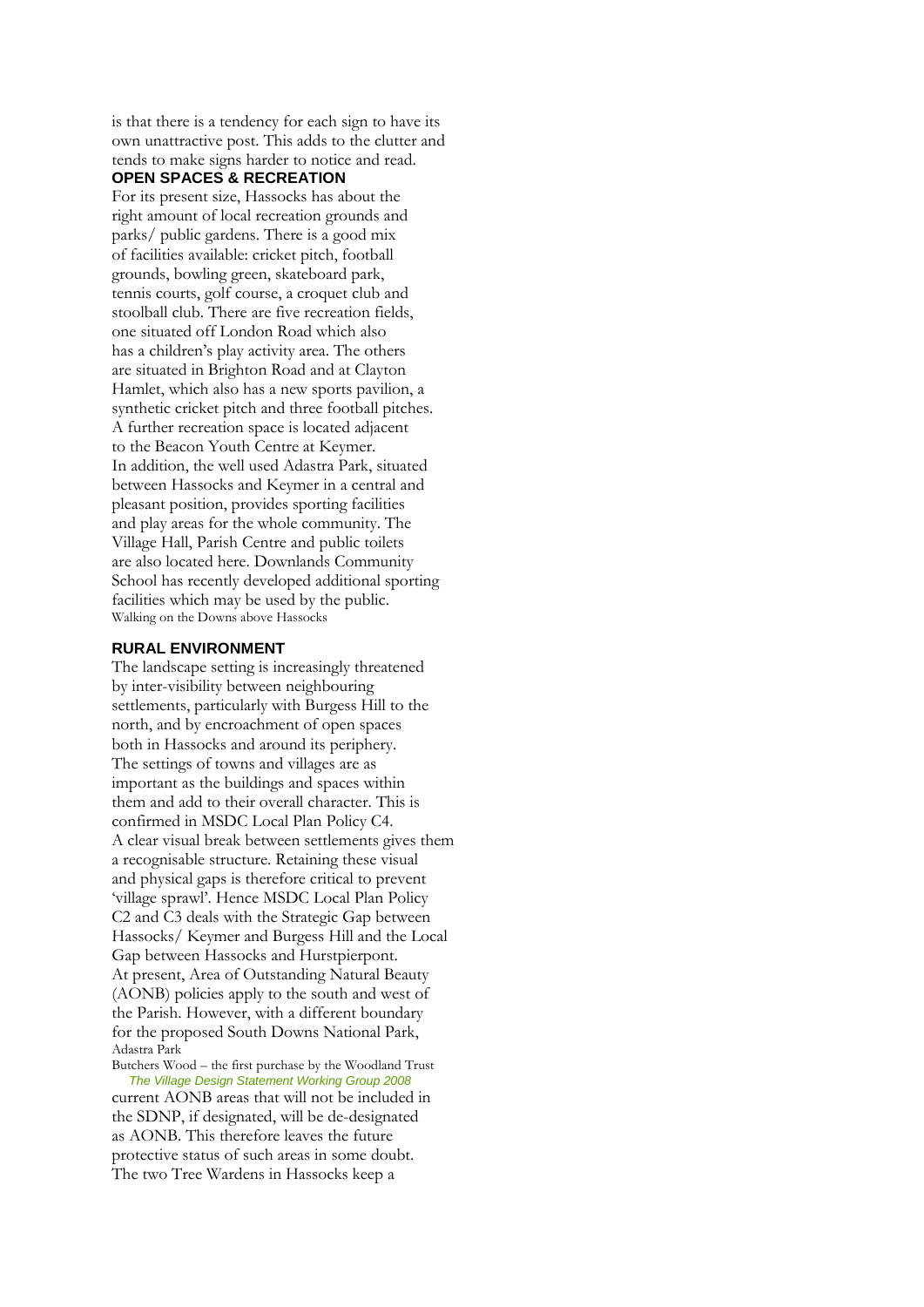is that there is a tendency for each sign to have its own unattractive post. This adds to the clutter and tends to make signs harder to notice and read.

## OPEN SPACES & RECREATION

For its present size, Hassocks has about the right amount of local recreation grounds and parks/ public gardens. There is a good mix of facilities available: cricket pitch, football grounds, bowling green, skateboard park, tennis courts, golf course, a croquet club and stoolball club. There are five recreation fields, one situated off London Road which also has a children's play activity area. The others are situated in Brighton Road and at Clayton Hamlet, which also has a new sports pavilion, a synthetic cricket pitch and three football pitches. A further recreation space is located adjacent to the Beacon Youth Centre at Keymer.

In addition, the well used Adastra Park, situated between Hassocks and Keymer in a central and pleasant position, provides sporting facilities and play areas for the whole community. The Village Hall, Parish Centre and public toilets are also located here. Downlands Community School has recently developed additional sporting facilities which may be used by the public.

Walking on the Downs above Hassocks

## RURAL ENVIRONMENT

The landscape setting is increasingly threatened by inter-visibility between neighbouring settlements, particularly with Burgess Hill to the north, and by encroachment of open spaces both in Hassocks and around its periphery.

The settings of towns and villages are as important as the buildings and spaces within them and add to their overall character. This is confirmed in MSDC Local Plan Policy C4.

A clear visual break between settlements gives them a recognisable structure. Retaining these visual and physical gaps is therefore critical to prevent 'village sprawl'. Hence MSDC Local Plan Policy C2 and C3 deals with the Strategic Gap between Hassocks/ Keymer and Burgess Hill and the Local Gap between Hassocks and Hurstpierpont.

At present, Area of Outstanding Natural Beauty (AONB) policies apply to the south and west of the Parish. However, with a different boundary for the proposed South Downs National Park, current AONB areas that will not be included in the SDNP, if designated, will be de-designated as AONB. This therefore leaves the future protective status of such areas in some doubt.

Adastra Park

Butchers Wood – the first purchase by the Woodland Trust

The two Tree Wardens in Hassocks keep a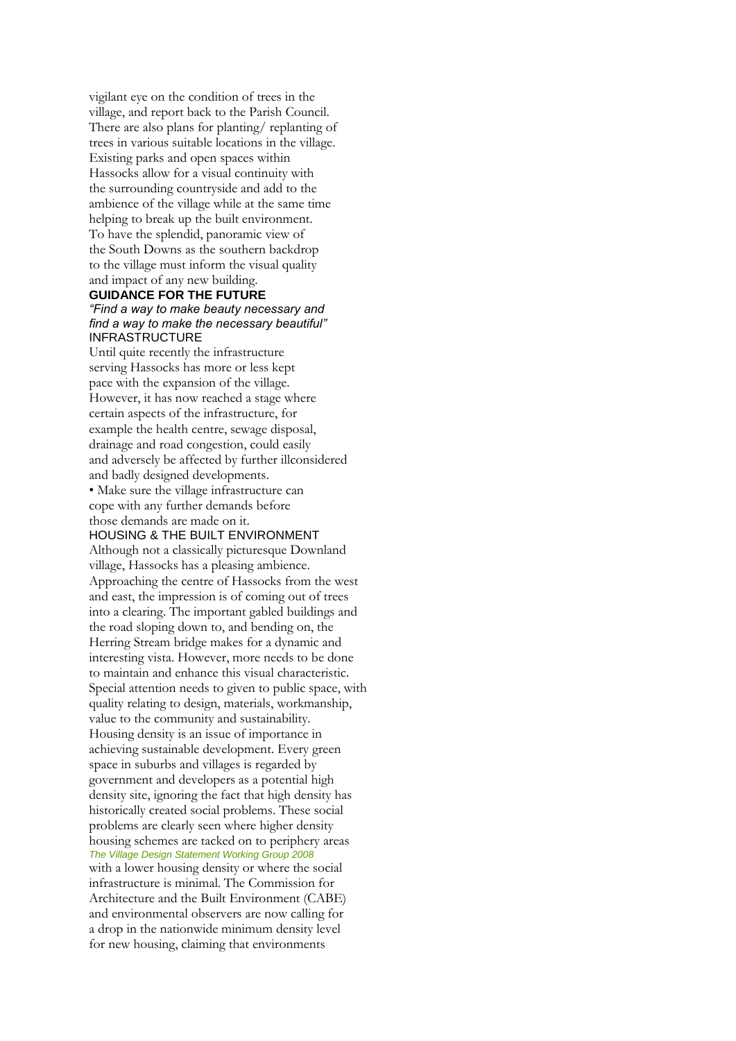vigilant eye on the condition of trees in the village, and report back to the Parish Council. There are also plans for planting/ replanting of trees in various suitable locations in the village. Existing parks and open spaces within Hassocks allow for a visual continuity with the surrounding countryside and add to the ambience of the village while at the same time helping to break up the built environment. To have the splendid, panoramic view of the South Downs as the southern backdrop to the village must inform the visual quality and impact of any new building.

## GUIDANCE FOR THE FUTURE

*"Find a way to make beauty necessary and find a way to make the necessary beautiful"*

### INFRASTRUCTURE

Until quite recently the infrastructure serving Hassocks has more or less kept pace with the expansion of the village. However, it has now reached a stage where certain aspects of the infrastructure, for example the health centre, sewage disposal, drainage and road congestion, could easily and adversely be affected by further illconsidered and badly designed developments.

- Make sure the village infrastructure can cope with any further demands before those demands are made on it.

### HOUSING & THE BUILT ENVIRONMENT

Although not a classically picturesque Downland village, Hassocks has a pleasing ambience. Approaching the centre of Hassocks from the west and east, the impression is of coming out of trees into a clearing. The important gabled buildings and the road sloping down to, and bending on, the Herring Stream bridge makes for a dynamic and interesting vista. However, more needs to be done to maintain and enhance this visual characteristic. Special attention needs to given to public space, with quality relating to design, materials, workmanship, value to the community and sustainability. Housing density is an issue of importance in achieving sustainable development. Every green space in suburbs and villages is regarded by government and developers as a potential high density site, ignoring the fact that high density has historically created social problems. These social problems are clearly seen where higher density housing schemes are tacked on to periphery areas with a lower housing density or where the social infrastructure is minimal. The Commission for Architecture and the Built Environment (CABE) and environmental observers are now calling for a drop in the nationwide minimum density level for new housing, claiming that environments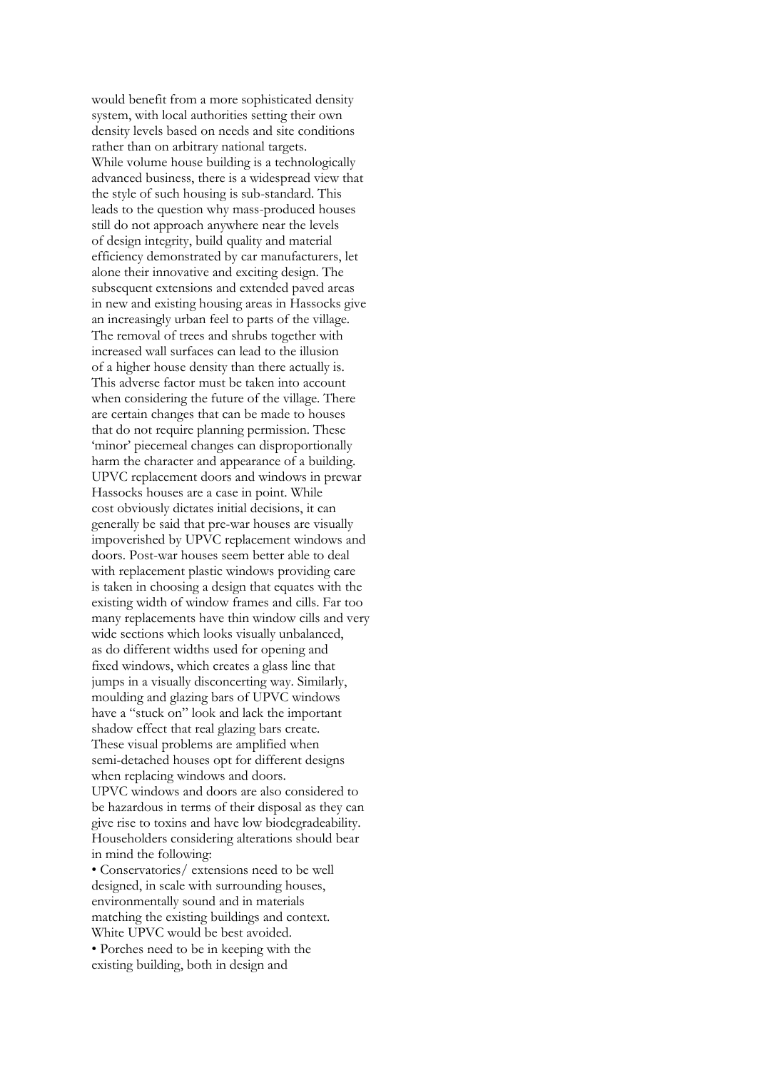would benefit from a more sophisticated density system, with local authorities setting their own density levels based on needs and site conditions rather than on arbitrary national targets.

While volume house building is a technologically advanced business, there is a widespread view that the style of such housing is sub-standard. This leads to the question why mass-produced houses still do not approach anywhere near the levels of design integrity, build quality and material efficiency demonstrated by car manufacturers, let alone their innovative and exciting design. The subsequent extensions and extended paved areas in new and existing housing areas in Hassocks give an increasingly urban feel to parts of the village. The removal of trees and shrubs together with increased wall surfaces can lead to the illusion of a higher house density than there actually is. This adverse factor must be taken into account when considering the future of the village. There are certain changes that can be made to houses that do not require planning permission. These 'minor' piecemeal changes can disproportionally harm the character and appearance of a building. UPVC replacement doors and windows in prewar Hassocks houses are a case in point. While cost obviously dictates initial decisions, it can generally be said that pre-war houses are visually impoverished by UPVC replacement windows and doors. Post-war houses seem better able to deal with replacement plastic windows providing care is taken in choosing a design that equates with the existing width of window frames and cills. Far too many replacements have thin window cills and very wide sections which looks visually unbalanced, as do different widths used for opening and fixed windows, which creates a glass line that jumps in a visually disconcerting way. Similarly, moulding and glazing bars of UPVC windows have a "stuck on" look and lack the important shadow effect that real glazing bars create. These visual problems are amplified when semi-detached houses opt for different designs when replacing windows and doors.

UPVC windows and doors are also considered to be hazardous in terms of their disposal as they can give rise to toxins and have low biodegradeability. Householders considering alterations should bear in mind the following:

- Conservatories/ extensions need to be well designed, in scale with surrounding houses, environmentally sound and in materials matching the existing buildings and context. White UPVC would be best avoided.
- Porches need to be in keeping with the existing building, both in design and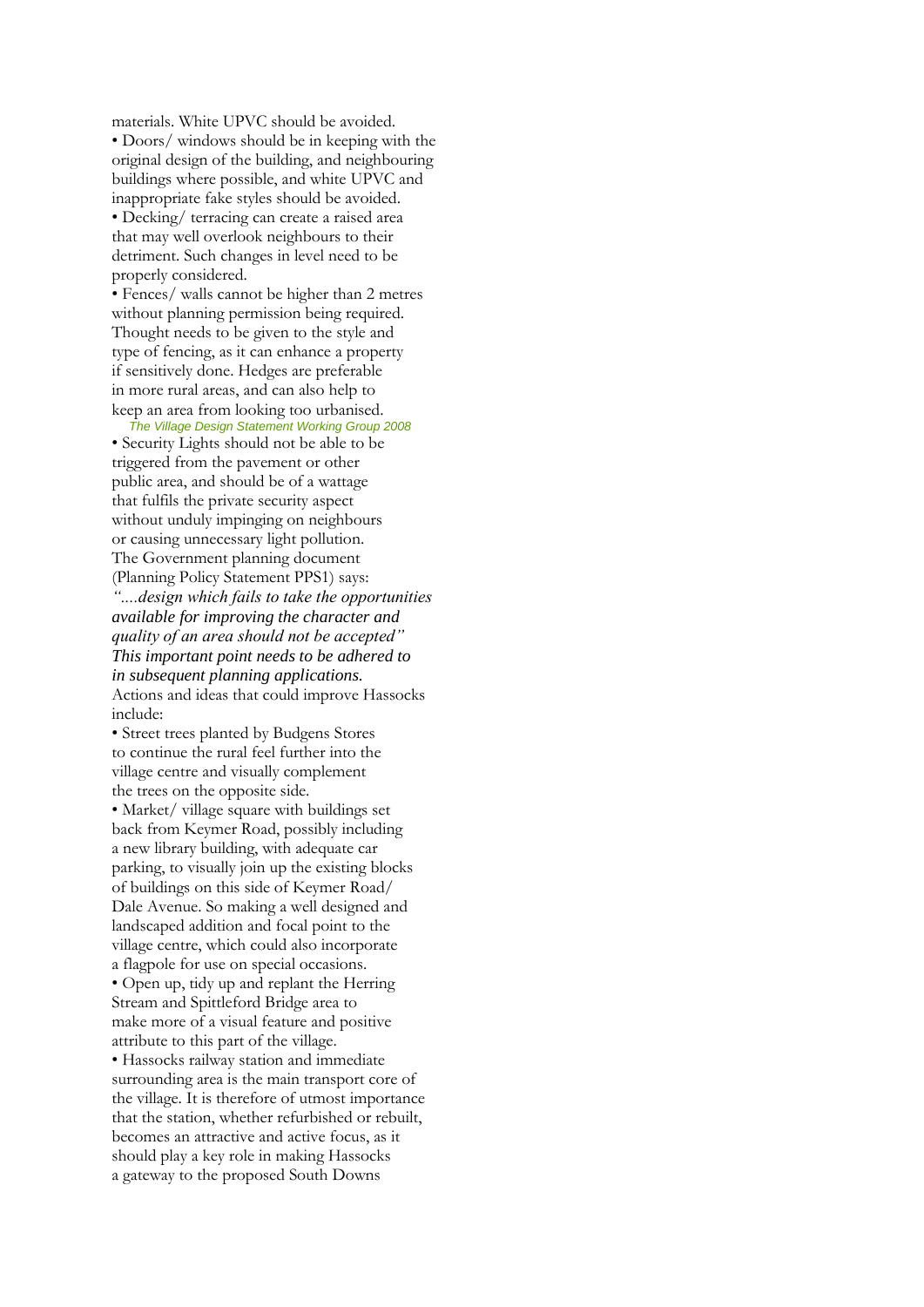materials. White UPVC should be avoided.

- Doors/ windows should be in keeping with the original design of the building, and neighbouring buildings where possible, and white UPVC and inappropriate fake styles should be avoided.
- Decking/ terracing can create a raised area that may well overlook neighbours to their detriment. Such changes in level need to be properly considered.
- Fences/ walls cannot be higher than 2 metres without planning permission being required. Thought needs to be given to the style and type of fencing, as it can enhance a property if sensitively done. Hedges are preferable in more rural areas, and can also help to keep an area from looking too urbanised.

*The Village Design Statement Working Group 2008*

- Security Lights should not be able to be triggered from the pavement or other public area, and should be of a wattage that fulfils the private security aspect without unduly impinging on neighbours or causing unnecessary light pollution.

The Government planning document (Planning Policy Statement PPS1) says:

***"....design which fails to take the opportunities available for improving the character and quality of an area should not be accepted"***

***This important point needs to be adhered to in subsequent planning applications.***

Actions and ideas that could improve Hassocks include:

- Street trees planted by Budgens Stores to continue the rural feel further into the village centre and visually complement the trees on the opposite side.
- Market/ village square with buildings set back from Keymer Road, possibly including a new library building, with adequate car parking, to visually join up the existing blocks of buildings on this side of Keymer Road/ Dale Avenue. So making a well designed and landscaped addition and focal point to the village centre, which could also incorporate a flagpole for use on special occasions.
- Open up, tidy up and replant the Herring Stream and Spittleford Bridge area to make more of a visual feature and positive attribute to this part of the village.
- Hassocks railway station and immediate surrounding area is the main transport core of the village. It is therefore of utmost importance that the station, whether refurbished or rebuilt, becomes an attractive and active focus, as it should play a key role in making Hassocks a gateway to the proposed South Downs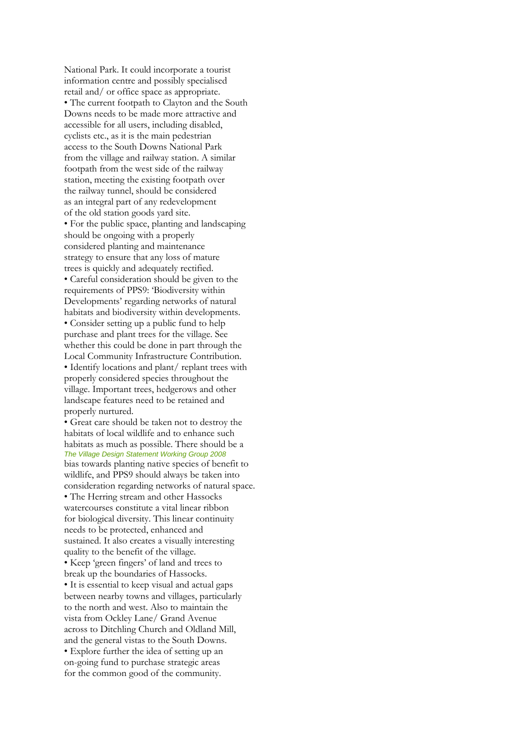National Park. It could incorporate a tourist information centre and possibly specialised retail and/ or office space as appropriate.

- The current footpath to Clayton and the South Downs needs to be made more attractive and accessible for all users, including disabled, cyclists etc., as it is the main pedestrian access to the South Downs National Park from the village and railway station. A similar footpath from the west side of the railway station, meeting the existing footpath over the railway tunnel, should be considered as an integral part of any redevelopment of the old station goods yard site.
- For the public space, planting and landscaping should be ongoing with a properly considered planting and maintenance strategy to ensure that any loss of mature trees is quickly and adequately rectified.
- Careful consideration should be given to the requirements of PPS9: 'Biodiversity within Developments' regarding networks of natural habitats and biodiversity within developments.
- Consider setting up a public fund to help purchase and plant trees for the village. See whether this could be done in part through the Local Community Infrastructure Contribution.
- Identify locations and plant/ replant trees with properly considered species throughout the village. Important trees, hedgerows and other landscape features need to be retained and properly nurtured.
- Great care should be taken not to destroy the habitats of local wildlife and to enhance such habitats as much as possible. There should be a bias towards planting native species of benefit to wildlife, and PPS9 should always be taken into consideration regarding networks of natural space.
- The Herring stream and other Hassocks watercourses constitute a vital linear ribbon for biological diversity. This linear continuity needs to be protected, enhanced and sustained. It also creates a visually interesting quality to the benefit of the village.
- Keep 'green fingers' of land and trees to break up the boundaries of Hassocks.
- It is essential to keep visual and actual gaps between nearby towns and villages, particularly to the north and west. Also to maintain the vista from Ockley Lane/ Grand Avenue across to Ditchling Church and Oldland Mill, and the general vistas to the South Downs.
- Explore further the idea of setting up an on-going fund to purchase strategic areas for the common good of the community.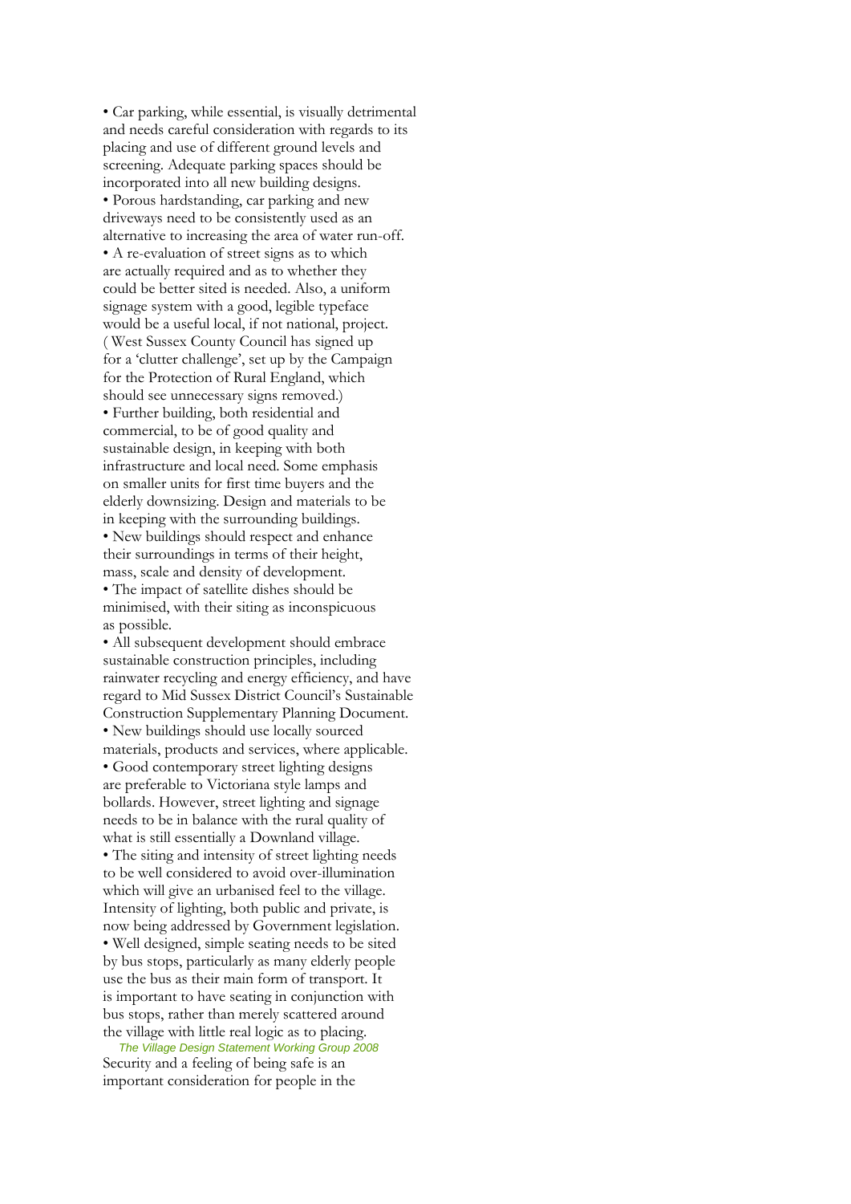- Car parking, while essential, is visually detrimental and needs careful consideration with regards to its placing and use of different ground levels and screening. Adequate parking spaces should be incorporated into all new building designs.
- Porous hardstanding, car parking and new driveways need to be consistently used as an alternative to increasing the area of water run-off.
- A re-evaluation of street signs as to which are actually required and as to whether they could be better sited is needed. Also, a uniform signage system with a good, legible typeface would be a useful local, if not national, project. ( West Sussex County Council has signed up for a 'clutter challenge', set up by the Campaign for the Protection of Rural England, which should see unnecessary signs removed.)
- Further building, both residential and commercial, to be of good quality and sustainable design, in keeping with both infrastructure and local need. Some emphasis on smaller units for first time buyers and the elderly downsizing. Design and materials to be in keeping with the surrounding buildings.
- New buildings should respect and enhance their surroundings in terms of their height, mass, scale and density of development.
- The impact of satellite dishes should be minimised, with their siting as inconspicuous as possible.
- All subsequent development should embrace sustainable construction principles, including rainwater recycling and energy efficiency, and have regard to Mid Sussex District Council's Sustainable Construction Supplementary Planning Document.
- New buildings should use locally sourced materials, products and services, where applicable.
- Good contemporary street lighting designs are preferable to Victoriana style lamps and bollards. However, street lighting and signage needs to be in balance with the rural quality of what is still essentially a Downland village.
- The siting and intensity of street lighting needs to be well considered to avoid over-illumination which will give an urbanised feel to the village. Intensity of lighting, both public and private, is now being addressed by Government legislation.
- Well designed, simple seating needs to be sited by bus stops, particularly as many elderly people use the bus as their main form of transport. It is important to have seating in conjunction with bus stops, rather than merely scattered around the village with little real logic as to placing.

*The Village Design Statement Working Group 2008*

Security and a feeling of being safe is an important consideration for people in the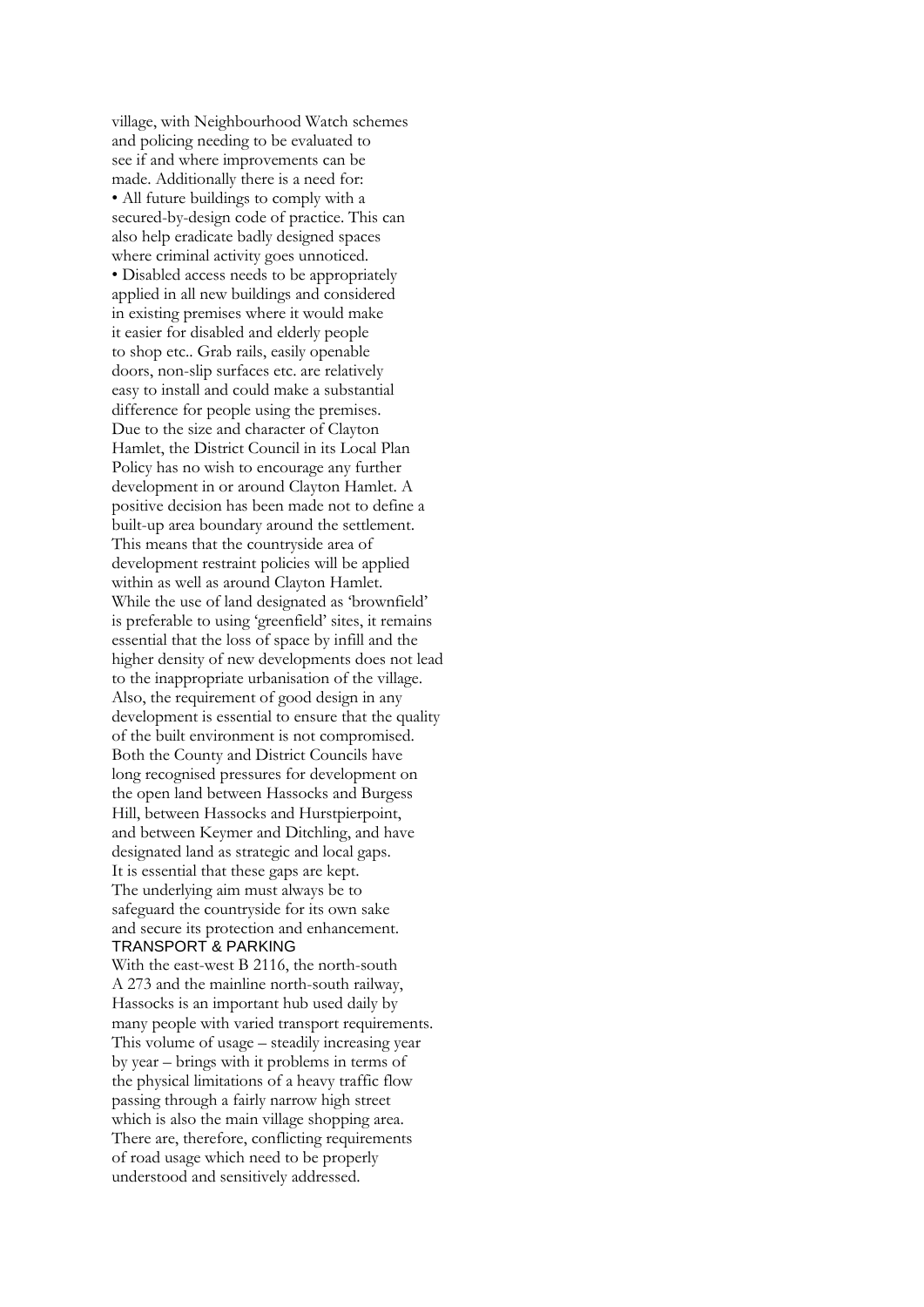village, with Neighbourhood Watch schemes and policing needing to be evaluated to see if and where improvements can be made. Additionally there is a need for:

- All future buildings to comply with a secured-by-design code of practice. This can also help eradicate badly designed spaces where criminal activity goes unnoticed.
- Disabled access needs to be appropriately applied in all new buildings and considered in existing premises where it would make it easier for disabled and elderly people to shop etc.. Grab rails, easily openable doors, non-slip surfaces etc. are relatively easy to install and could make a substantial difference for people using the premises.

Due to the size and character of Clayton Hamlet, the District Council in its Local Plan Policy has no wish to encourage any further development in or around Clayton Hamlet. A positive decision has been made not to define a built-up area boundary around the settlement. This means that the countryside area of development restraint policies will be applied within as well as around Clayton Hamlet.

While the use of land designated as 'brownfield' is preferable to using 'greenfield' sites, it remains essential that the loss of space by infill and the higher density of new developments does not lead to the inappropriate urbanisation of the village. Also, the requirement of good design in any development is essential to ensure that the quality of the built environment is not compromised.

Both the County and District Councils have long recognised pressures for development on the open land between Hassocks and Burgess Hill, between Hassocks and Hurstpierpoint, and between Keymer and Ditchling, and have designated land as strategic and local gaps. It is essential that these gaps are kept.

The underlying aim must always be to safeguard the countryside for its own sake and secure its protection and enhancement.

## TRANSPORT & PARKING

With the east-west B 2116, the north-south A 273 and the mainline north-south railway, Hassocks is an important hub used daily by many people with varied transport requirements. This volume of usage – steadily increasing year by year – brings with it problems in terms of the physical limitations of a heavy traffic flow passing through a fairly narrow high street which is also the main village shopping area. There are, therefore, conflicting requirements of road usage which need to be properly understood and sensitively addressed.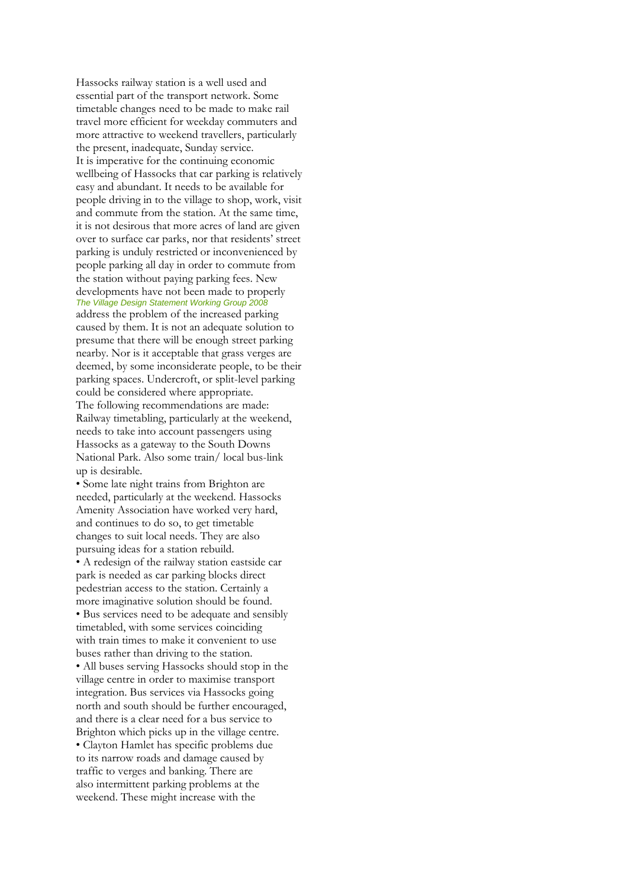Hassocks railway station is a well used and essential part of the transport network. Some timetable changes need to be made to make rail travel more efficient for weekday commuters and more attractive to weekend travellers, particularly the present, inadequate, Sunday service.

It is imperative for the continuing economic wellbeing of Hassocks that car parking is relatively easy and abundant. It needs to be available for people driving in to the village to shop, work, visit and commute from the station. At the same time, it is not desirous that more acres of land are given over to surface car parks, nor that residents' street parking is unduly restricted or inconvenienced by people parking all day in order to commute from the station without paying parking fees. New developments have not been made to properly address the problem of the increased parking caused by them. It is not an adequate solution to presume that there will be enough street parking nearby. Nor is it acceptable that grass verges are deemed, by some inconsiderate people, to be their parking spaces. Undercroft, or split-level parking could be considered where appropriate.

The following recommendations are made:

Railway timetabling, particularly at the weekend, needs to take into account passengers using Hassocks as a gateway to the South Downs National Park. Also some train/ local bus-link up is desirable.

- Some late night trains from Brighton are needed, particularly at the weekend. Hassocks Amenity Association have worked very hard, and continues to do so, to get timetable changes to suit local needs. They are also pursuing ideas for a station rebuild.
- A redesign of the railway station eastside car park is needed as car parking blocks direct pedestrian access to the station. Certainly a more imaginative solution should be found.
- Bus services need to be adequate and sensibly timetabled, with some services coinciding with train times to make it convenient to use buses rather than driving to the station.
- All buses serving Hassocks should stop in the village centre in order to maximise transport integration. Bus services via Hassocks going north and south should be further encouraged, and there is a clear need for a bus service to Brighton which picks up in the village centre.
- Clayton Hamlet has specific problems due to its narrow roads and damage caused by traffic to verges and banking. There are also intermittent parking problems at the weekend. These might increase with the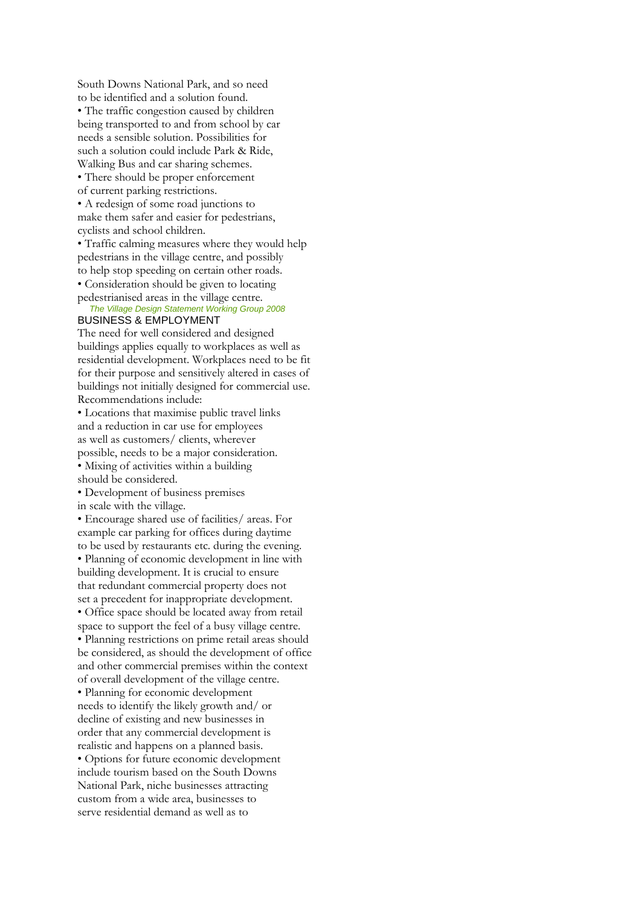South Downs National Park, and so need to be identified and a solution found.

- The traffic congestion caused by children being transported to and from school by car needs a sensible solution. Possibilities for such a solution could include Park & Ride, Walking Bus and car sharing schemes.
- There should be proper enforcement of current parking restrictions.
- A redesign of some road junctions to make them safer and easier for pedestrians, cyclists and school children.
- Traffic calming measures where they would help pedestrians in the village centre, and possibly to help stop speeding on certain other roads.
- Consideration should be given to locating pedestrianised areas in the village centre.

*The Village Design Statement Working Group 2008*

## BUSINESS & EMPLOYMENT

The need for well considered and designed buildings applies equally to workplaces as well as residential development. Workplaces need to be fit for their purpose and sensitively altered in cases of buildings not initially designed for commercial use. Recommendations include:

- Locations that maximise public travel links and a reduction in car use for employees as well as customers/ clients, wherever possible, needs to be a major consideration.
- Mixing of activities within a building should be considered.
- Development of business premises in scale with the village.
- Encourage shared use of facilities/ areas. For example car parking for offices during daytime to be used by restaurants etc. during the evening.
- Planning of economic development in line with building development. It is crucial to ensure that redundant commercial property does not set a precedent for inappropriate development.
- Office space should be located away from retail space to support the feel of a busy village centre.
- Planning restrictions on prime retail areas should be considered, as should the development of office and other commercial premises within the context of overall development of the village centre.
- Planning for economic development needs to identify the likely growth and/ or decline of existing and new businesses in order that any commercial development is realistic and happens on a planned basis.
- Options for future economic development include tourism based on the South Downs National Park, niche businesses attracting custom from a wide area, businesses to serve residential demand as well as to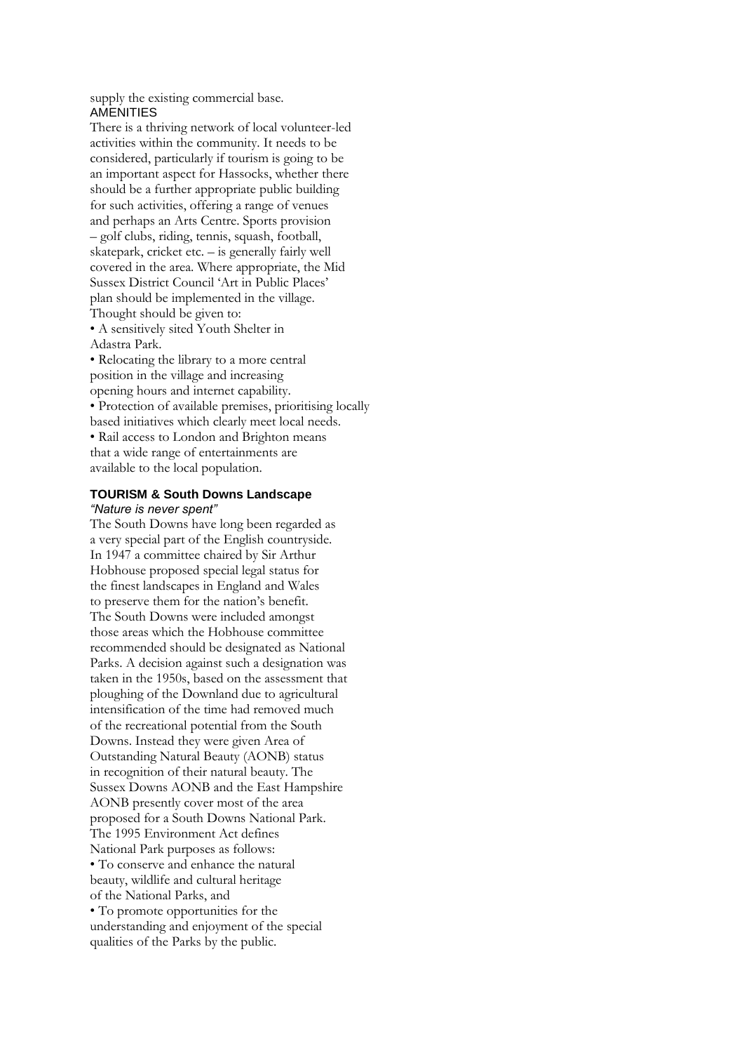supply the existing commercial base.

## AMENITIES

There is a thriving network of local volunteer-led activities within the community. It needs to be considered, particularly if tourism is going to be an important aspect for Hassocks, whether there should be a further appropriate public building for such activities, offering a range of venues and perhaps an Arts Centre. Sports provision – golf clubs, riding, tennis, squash, football, skatepark, cricket etc. – is generally fairly well covered in the area. Where appropriate, the Mid Sussex District Council 'Art in Public Places' plan should be implemented in the village. Thought should be given to:

- A sensitively sited Youth Shelter in Adastra Park.
- Relocating the library to a more central position in the village and increasing opening hours and internet capability.
- Protection of available premises, prioritising locally based initiatives which clearly meet local needs.
- Rail access to London and Brighton means that a wide range of entertainments are available to the local population.

## TOURISM & South Downs Landscape

*"Nature is never spent"*

The South Downs have long been regarded as a very special part of the English countryside. In 1947 a committee chaired by Sir Arthur Hobhouse proposed special legal status for the finest landscapes in England and Wales to preserve them for the nation's benefit. The South Downs were included amongst those areas which the Hobhouse committee recommended should be designated as National Parks. A decision against such a designation was taken in the 1950s, based on the assessment that ploughing of the Downland due to agricultural intensification of the time had removed much of the recreational potential from the South Downs. Instead they were given Area of Outstanding Natural Beauty (AONB) status in recognition of their natural beauty. The Sussex Downs AONB and the East Hampshire AONB presently cover most of the area proposed for a South Downs National Park. The 1995 Environment Act defines National Park purposes as follows:

- To conserve and enhance the natural beauty, wildlife and cultural heritage of the National Parks, and
- To promote opportunities for the understanding and enjoyment of the special qualities of the Parks by the public.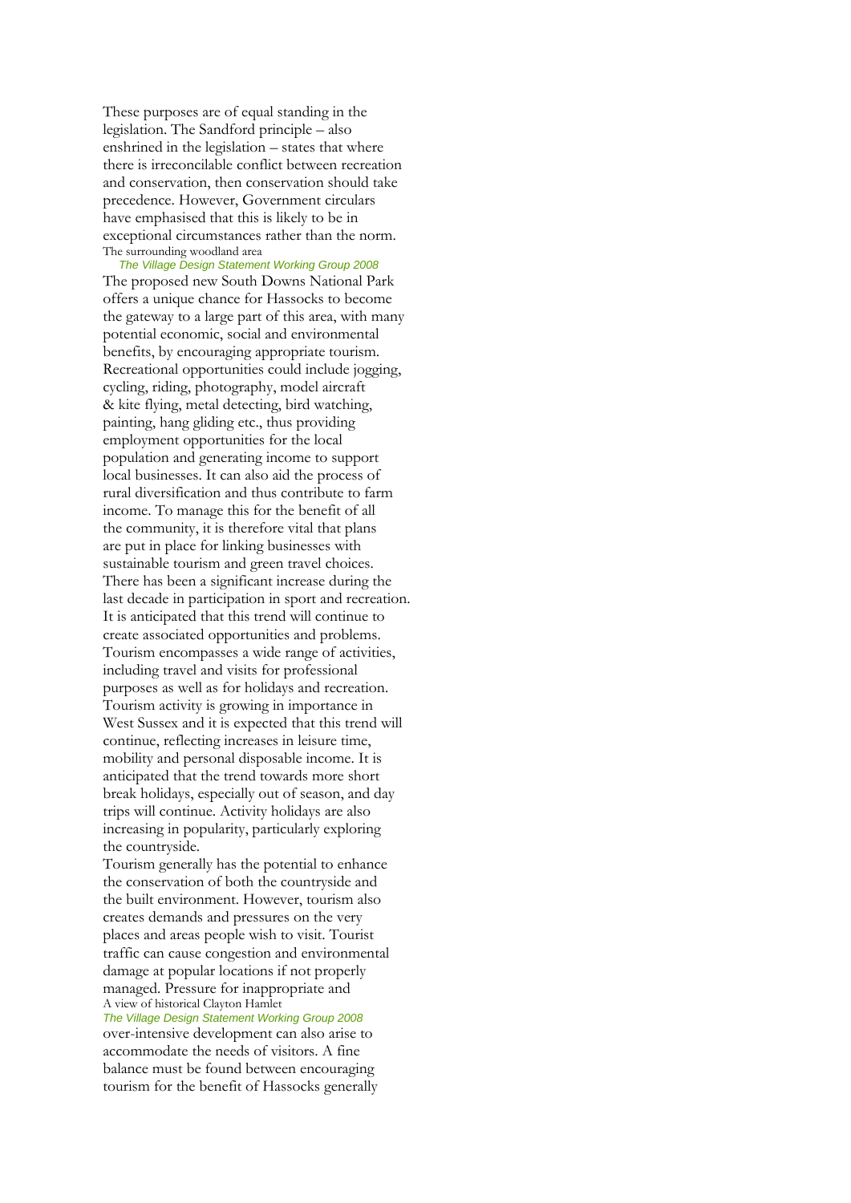These purposes are of equal standing in the legislation. The Sandford principle – also enshrined in the legislation – states that where there is irreconcilable conflict between recreation and conservation, then conservation should take precedence. However, Government circulars have emphasised that this is likely to be in exceptional circumstances rather than the norm.

The surrounding woodland area

*The Village Design Statement Working Group 2008*

The proposed new South Downs National Park offers a unique chance for Hassocks to become the gateway to a large part of this area, with many potential economic, social and environmental benefits, by encouraging appropriate tourism. Recreational opportunities could include jogging, cycling, riding, photography, model aircraft & kite flying, metal detecting, bird watching, painting, hang gliding etc., thus providing employment opportunities for the local population and generating income to support local businesses. It can also aid the process of rural diversification and thus contribute to farm income. To manage this for the benefit of all the community, it is therefore vital that plans are put in place for linking businesses with sustainable tourism and green travel choices.

There has been a significant increase during the last decade in participation in sport and recreation. It is anticipated that this trend will continue to create associated opportunities and problems.

Tourism encompasses a wide range of activities, including travel and visits for professional purposes as well as for holidays and recreation. Tourism activity is growing in importance in West Sussex and it is expected that this trend will continue, reflecting increases in leisure time, mobility and personal disposable income. It is anticipated that the trend towards more short break holidays, especially out of season, and day trips will continue. Activity holidays are also increasing in popularity, particularly exploring the countryside.

Tourism generally has the potential to enhance the conservation of both the countryside and the built environment. However, tourism also creates demands and pressures on the very places and areas people wish to visit. Tourist traffic can cause congestion and environmental damage at popular locations if not properly managed. Pressure for inappropriate and over-intensive development can also arise to accommodate the needs of visitors. A fine balance must be found between encouraging tourism for the benefit of Hassocks generally

A view of historical Clayton Hamlet

*The Village Design Statement Working Group 2008*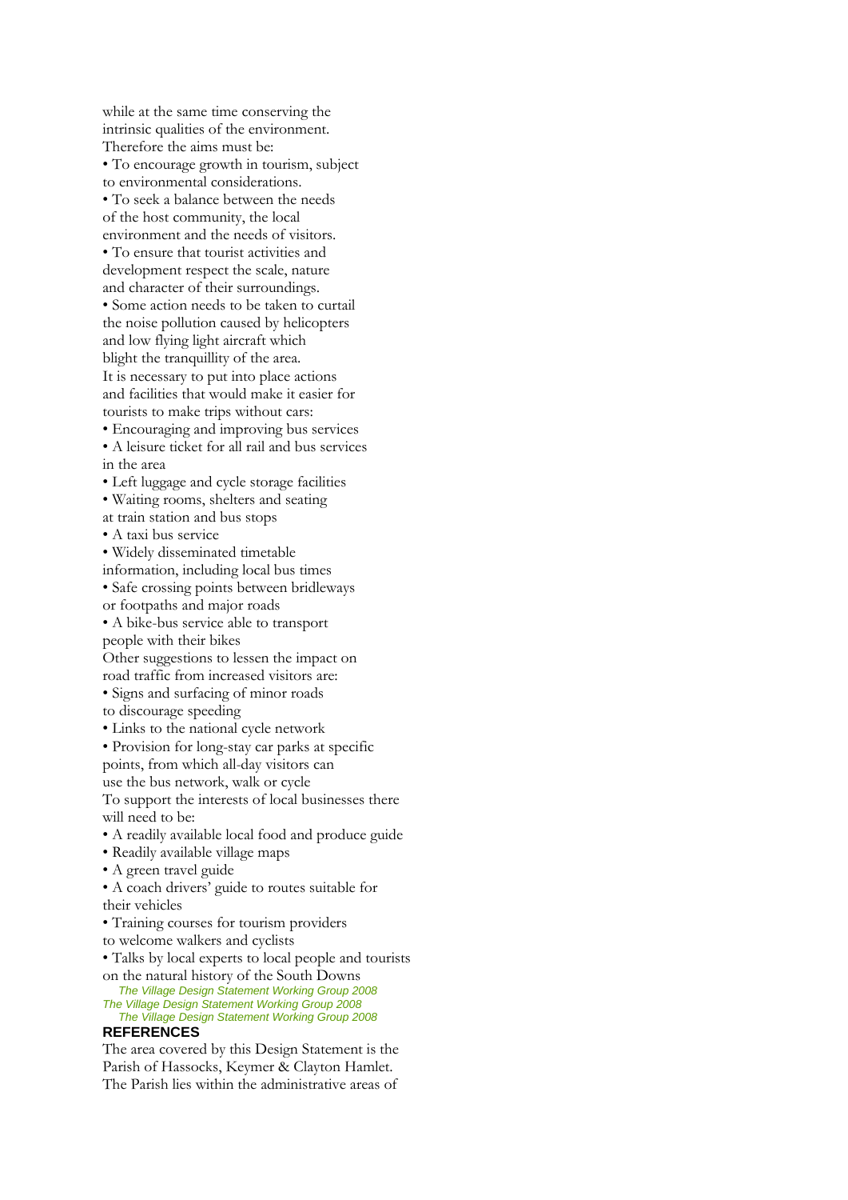while at the same time conserving the intrinsic qualities of the environment. Therefore the aims must be:

- To encourage growth in tourism, subject to environmental considerations.
- To seek a balance between the needs of the host community, the local environment and the needs of visitors.
- To ensure that tourist activities and development respect the scale, nature and character of their surroundings.
- Some action needs to be taken to curtail the noise pollution caused by helicopters and low flying light aircraft which blight the tranquillity of the area.

It is necessary to put into place actions and facilities that would make it easier for tourists to make trips without cars:

- Encouraging and improving bus services
- A leisure ticket for all rail and bus services in the area
- Left luggage and cycle storage facilities
- Waiting rooms, shelters and seating at train station and bus stops
- A taxi bus service
- Widely disseminated timetable information, including local bus times
- Safe crossing points between bridleways or footpaths and major roads
- A bike-bus service able to transport people with their bikes

Other suggestions to lessen the impact on road traffic from increased visitors are:

- Signs and surfacing of minor roads to discourage speeding
- Links to the national cycle network
- Provision for long-stay car parks at specific points, from which all-day visitors can use the bus network, walk or cycle

To support the interests of local businesses there will need to be:

- A readily available local food and produce guide
- Readily available village maps
- A green travel guide
- A coach drivers' guide to routes suitable for their vehicles
- Training courses for tourism providers to welcome walkers and cyclists
- Talks by local experts to local people and tourists on the natural history of the South Downs

*The Village Design Statement Working Group 2008*

*The Village Design Statement Working Group 2008*

*The Village Design Statement Working Group 2008*

## REFERENCES

The area covered by this Design Statement is the Parish of Hassocks, Keymer & Clayton Hamlet. The Parish lies within the administrative areas of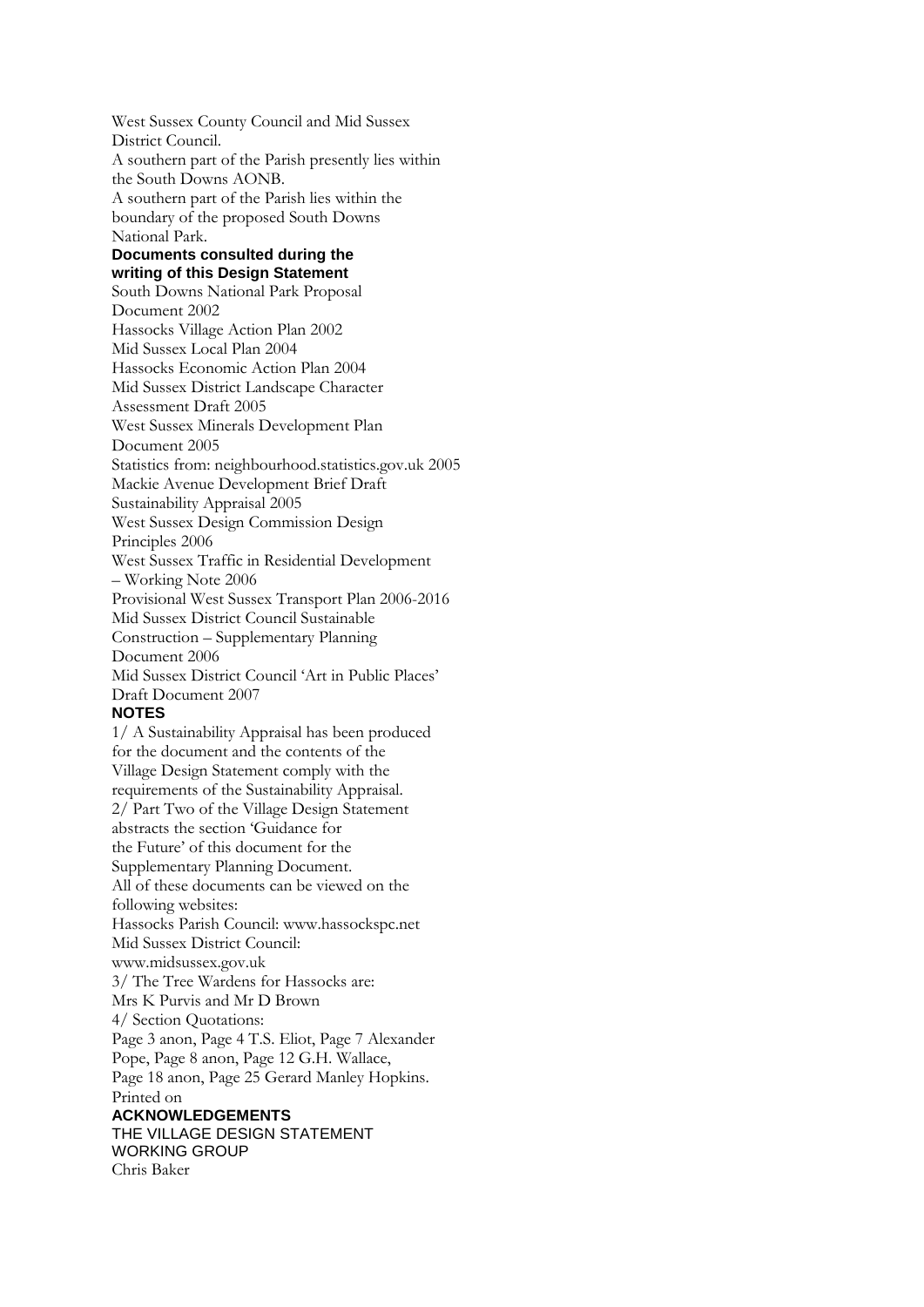West Sussex County Council and Mid Sussex District Council.

A southern part of the Parish presently lies within the South Downs AONB.

A southern part of the Parish lies within the boundary of the proposed South Downs National Park.

**Documents consulted during the writing of this Design Statement**

South Downs National Park Proposal Document 2002

Hassocks Village Action Plan 2002

Mid Sussex Local Plan 2004

Hassocks Economic Action Plan 2004

Mid Sussex District Landscape Character Assessment Draft 2005

West Sussex Minerals Development Plan Document 2005

Statistics from: neighbourhood.statistics.gov.uk 2005

Mackie Avenue Development Brief Draft Sustainability Appraisal 2005

West Sussex Design Commission Design Principles 2006

West Sussex Traffic in Residential Development – Working Note 2006

Provisional West Sussex Transport Plan 2006-2016

Mid Sussex District Council Sustainable Construction – Supplementary Planning Document 2006

Mid Sussex District Council 'Art in Public Places' Draft Document 2007

**NOTES**

1/ A Sustainability Appraisal has been produced for the document and the contents of the Village Design Statement comply with the requirements of the Sustainability Appraisal.

2/ Part Two of the Village Design Statement abstracts the section 'Guidance for the Future' of this document for the Supplementary Planning Document.

All of these documents can be viewed on the following websites:

Hassocks Parish Council: www.hassockspc.net

Mid Sussex District Council: www.midsussex.gov.uk

3/ The Tree Wardens for Hassocks are: Mrs K Purvis and Mr D Brown

4/ Section Quotations:

Page 3 anon, Page 4 T.S. Eliot, Page 7 Alexander Pope, Page 8 anon, Page 12 G.H. Wallace, Page 18 anon, Page 25 Gerard Manley Hopkins.

Printed on

**ACKNOWLEDGEMENTS**

THE VILLAGE DESIGN STATEMENT WORKING GROUP

Chris Baker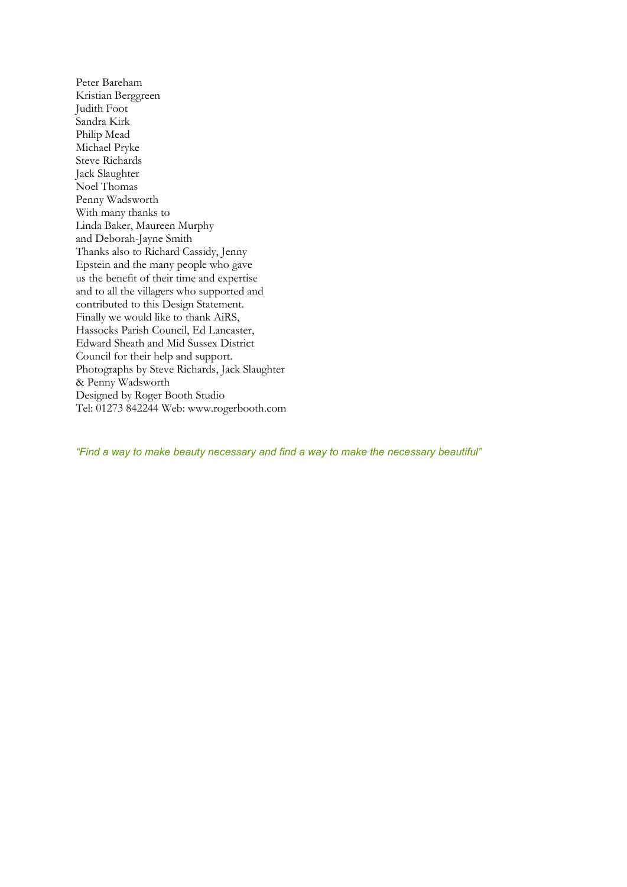Peter Bareham
Kristian Berggreen
Judith Foot
Sandra Kirk
Philip Mead
Michael Pryke
Steve Richards
Jack Slaughter
Noel Thomas
Penny Wadsworth

With many thanks to
Linda Baker, Maureen Murphy
and Deborah-Jayne Smith

Thanks also to Richard Cassidy, Jenny Epstein and the many people who gave us the benefit of their time and expertise and to all the villagers who supported and contributed to this Design Statement.

Finally we would like to thank AiRS, Hassocks Parish Council, Ed Lancaster, Edward Sheath and Mid Sussex District Council for their help and support.

Photographs by Steve Richards, Jack Slaughter & Penny Wadsworth

Designed by Roger Booth Studio
Tel: 01273 842244 Web: www.rogerbooth.com

*"Find a way to make beauty necessary and find a way to make the necessary beautiful"*